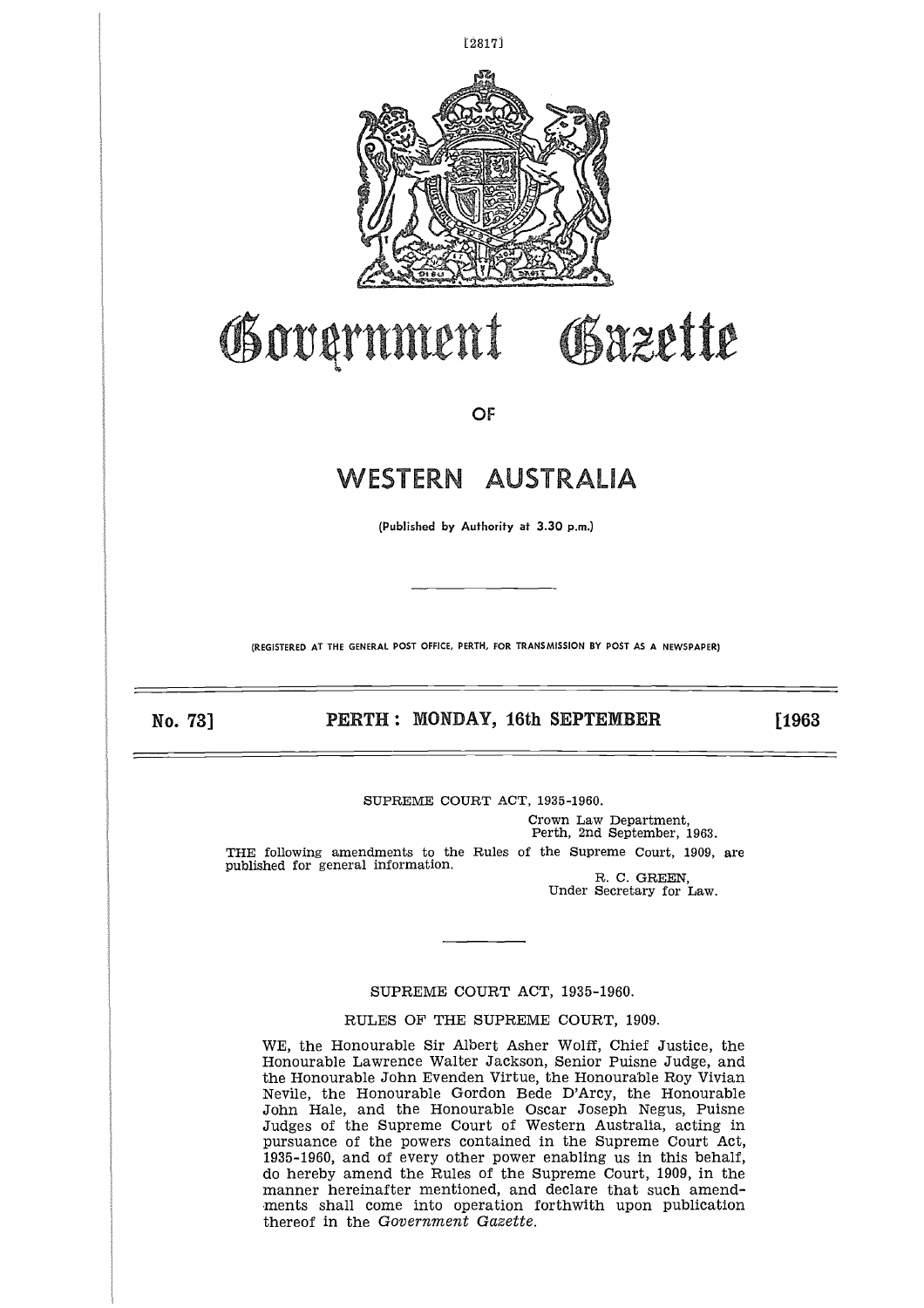# Government Gazette

OF

# WESTERN AUSTRALIA

(Published by Authority at 3.30 p.m.)

(REGISTERED AT THE GENERAL POST OFFICE, PERTH, FOR TRANSMISSION BY POST AS A NEWSPAPER)

**No. 73] PERTH: MONDAY, 16th SEPTEMBER [1963**

SUPREME COURT ACT, 1935-1960.

Crown Law Department,
Perth, 2nd September, 1963.

THE following amendments to the Rules of the Supreme Court, 1909, are published for general information.

R. C. GREEN,
Under Secretary for Law.

---

SUPREME COURT ACT, 1935-1960.

RULES OF THE SUPREME COURT, 1909.

WE, the Honourable Sir Albert Asher Wolff, Chief Justice, the Honourable Lawrence Walter Jackson, Senior Puisne Judge, and the Honourable John Evenden Virtue, the Honourable Roy Vivian Nevile, the Honourable Gordon Bede D'Arcy, the Honourable John Hale, and the Honourable Oscar Joseph Negus, Puisne Judges of the Supreme Court of Western Australia, acting in pursuance of the powers contained in the Supreme Court Act, 1935-1960, and of every other power enabling us in this behalf, do hereby amend the Rules of the Supreme Court, 1909, in the manner hereinafter mentioned, and declare that such amendments shall come into operation forthwith upon publication thereof in the *Government Gazette*.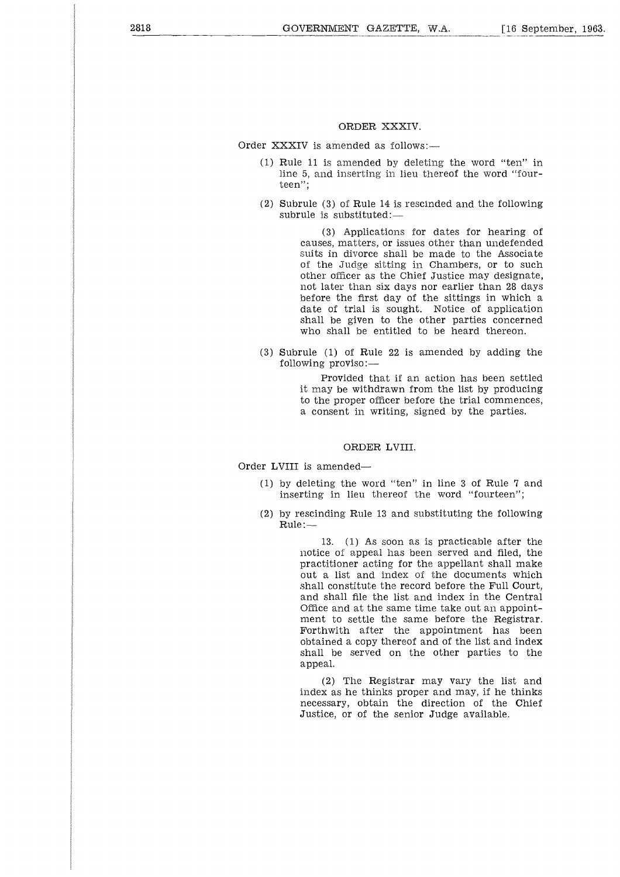## ORDER XXXIV.

Order XXXIV is amended as follows:—

(1) Rule 11 is amended by deleting the word "ten" in line 5, and inserting in lieu thereof the word "fourteen";

(2) Subrule (3) of Rule 14 is rescinded and the following subrule is substituted:—

> (3) Applications for dates for hearing of causes, matters, or issues other than undefended suits in divorce shall be made to the Associate of the Judge sitting in Chambers, or to such other officer as the Chief Justice may designate, not later than six days nor earlier than 28 days before the first day of the sittings in which a date of trial is sought. Notice of application shall be given to the other parties concerned who shall be entitled to be heard thereon.

(3) Subrule (1) of Rule 22 is amended by adding the following proviso:—

> Provided that if an action has been settled it may be withdrawn from the list by producing to the proper officer before the trial commences, a consent in writing, signed by the parties.

## ORDER LVIII.

Order LVIII is amended—

(1) by deleting the word "ten" in line 3 of Rule 7 and inserting in lieu thereof the word "fourteen";

(2) by rescinding Rule 13 and substituting the following Rule:—

> 13. (1) As soon as is practicable after the notice of appeal has been served and filed, the practitioner acting for the appellant shall make out a list and index of the documents which shall constitute the record before the Full Court, and shall file the list and index in the Central Office and at the same time take out an appointment to settle the same before the Registrar. Forthwith after the appointment has been obtained a copy thereof and of the list and index shall be served on the other parties to the appeal.
>
> (2) The Registrar may vary the list and index as he thinks proper and may, if he thinks necessary, obtain the direction of the Chief Justice, or of the senior Judge available.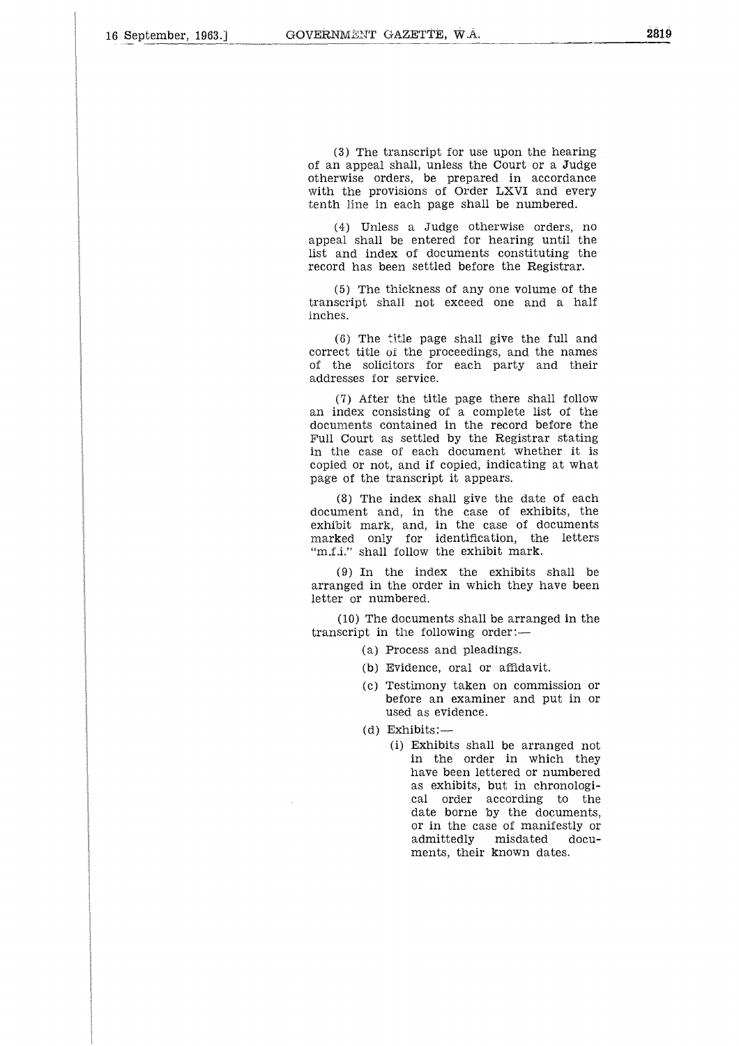(3) The transcript for use upon the hearing of an appeal shall, unless the Court or a Judge otherwise orders, be prepared in accordance with the provisions of Order LXVI and every tenth line in each page shall be numbered.

(4) Unless a Judge otherwise orders, no appeal shall be entered for hearing until the list and index of documents constituting the record has been settled before the Registrar.

(5) The thickness of any one volume of the transcript shall not exceed one and a half inches.

(6) The title page shall give the full and correct title of the proceedings, and the names of the solicitors for each party and their addresses for service.

(7) After the title page there shall follow an index consisting of a complete list of the documents contained in the record before the Full Court as settled by the Registrar stating in the case of each document whether it is copied or not, and if copied, indicating at what page of the transcript it appears.

(8) The index shall give the date of each document and, in the case of exhibits, the exhibit mark, and, in the case of documents marked only for identification, the letters "m.f.i." shall follow the exhibit mark.

(9) In the index the exhibits shall be arranged in the order in which they have been letter or numbered.

(10) The documents shall be arranged in the transcript in the following order:—

- (a) Process and pleadings.
- (b) Evidence, oral or affidavit.
- (c) Testimony taken on commission or before an examiner and put in or used as evidence.
- (d) Exhibits:—
  - (i) Exhibits shall be arranged not in the order in which they have been lettered or numbered as exhibits, but in chronological order according to the date borne by the documents, or in the case of manifestly or admittedly misdated documents, their known dates.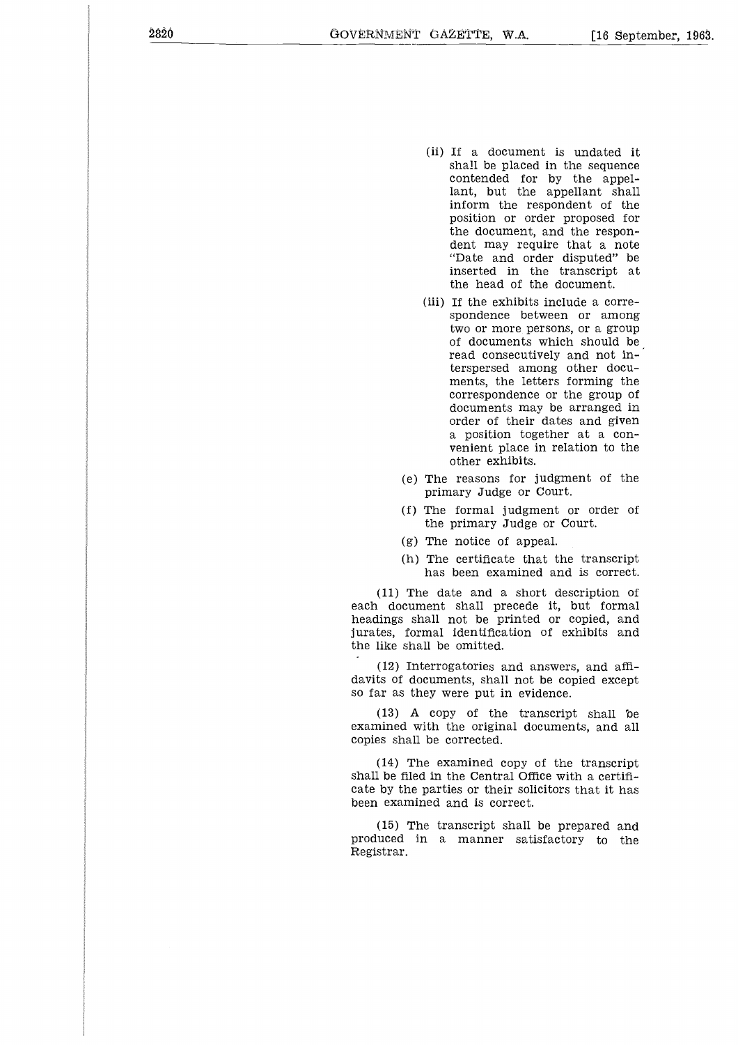(ii) If a document is undated it shall be placed in the sequence contended for by the appellant, but the appellant shall inform the respondent of the position or order proposed for the document, and the respondent may require that a note "Date and order disputed" be inserted in the transcript at the head of the document.

(iii) If the exhibits include a correspondence between or among two or more persons, or a group of documents which should be read consecutively and not interspersed among other documents, the letters forming the correspondence or the group of documents may be arranged in order of their dates and given a position together at a convenient place in relation to the other exhibits.

(e) The reasons for judgment of the primary Judge or Court.

(f) The formal judgment or order of the primary Judge or Court.

(g) The notice of appeal.

(h) The certificate that the transcript has been examined and is correct.

(11) The date and a short description of each document shall precede it, but formal headings shall not be printed or copied, and jurates, formal identification of exhibits and the like shall be omitted.

(12) Interrogatories and answers, and affidavits of documents, shall not be copied except so far as they were put in evidence.

(13) A copy of the transcript shall be examined with the original documents, and all copies shall be corrected.

(14) The examined copy of the transcript shall be filed in the Central Office with a certificate by the parties or their solicitors that it has been examined and is correct.

(15) The transcript shall be prepared and produced in a manner satisfactory to the Registrar.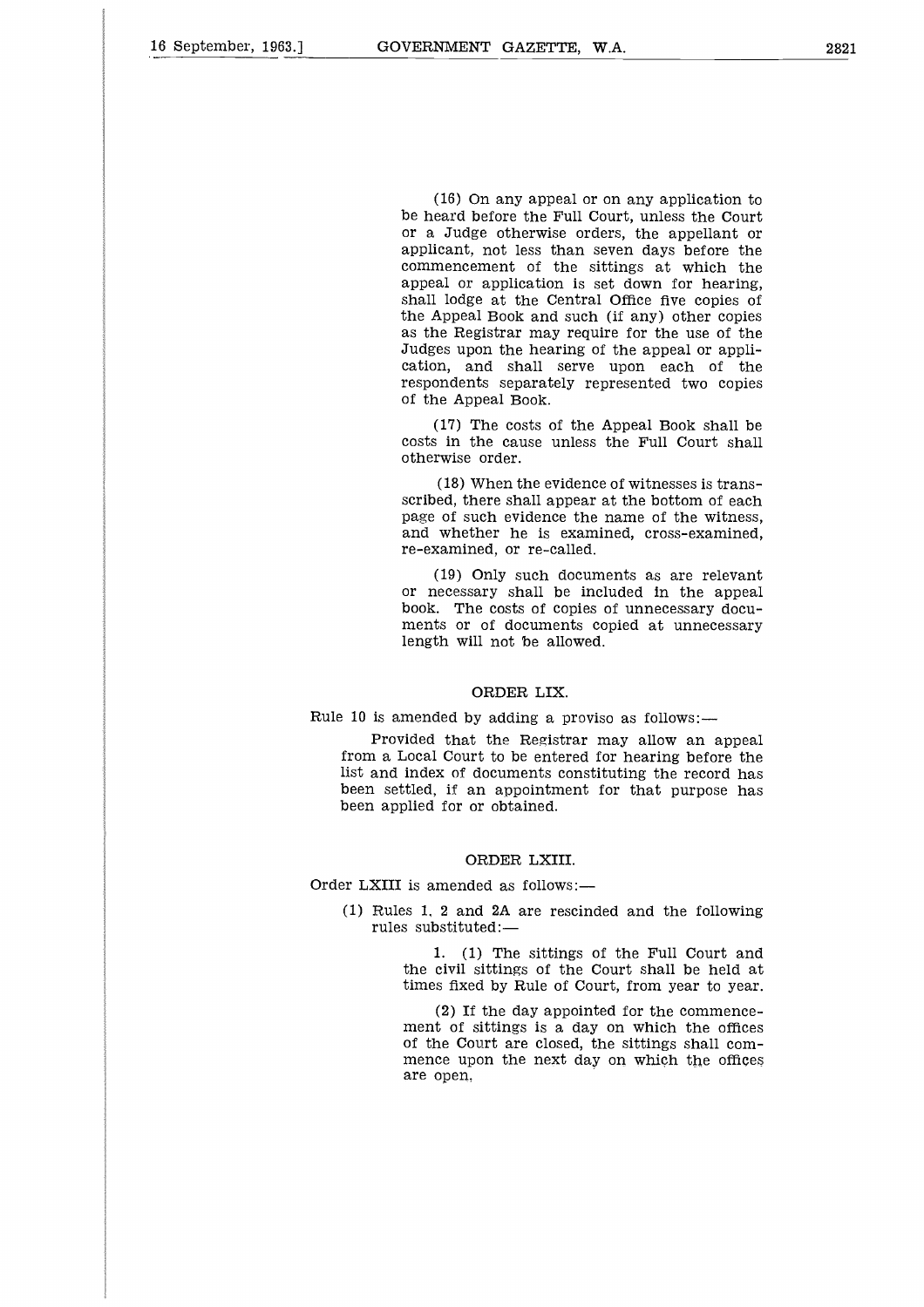(16) On any appeal or on any application to be heard before the Full Court, unless the Court or a Judge otherwise orders, the appellant or applicant, not less than seven days before the commencement of the sittings at which the appeal or application is set down for hearing, shall lodge at the Central Office five copies of the Appeal Book and such (if any) other copies as the Registrar may require for the use of the Judges upon the hearing of the appeal or application, and shall serve upon each of the respondents separately represented two copies of the Appeal Book.

(17) The costs of the Appeal Book shall be costs in the cause unless the Full Court shall otherwise order.

(18) When the evidence of witnesses is transscribed, there shall appear at the bottom of each page of such evidence the name of the witness, and whether he is examined, cross-examined, re-examined, or re-called.

(19) Only such documents as are relevant or necessary shall be included in the appeal book. The costs of copies of unnecessary documents or of documents copied at unnecessary length will not be allowed.

## ORDER LIX.

Rule 10 is amended by adding a proviso as follows:—

Provided that the Registrar may allow an appeal from a Local Court to be entered for hearing before the list and index of documents constituting the record has been settled, if an appointment for that purpose has been applied for or obtained.

## ORDER LXIII.

Order LXIII is amended as follows:—

(1) Rules 1, 2 and 2A are rescinded and the following rules substituted:—

1. (1) The sittings of the Full Court and the civil sittings of the Court shall be held at times fixed by Rule of Court, from year to year.

(2) If the day appointed for the commencement of sittings is a day on which the offices of the Court are closed, the sittings shall commence upon the next day on which the offices are open,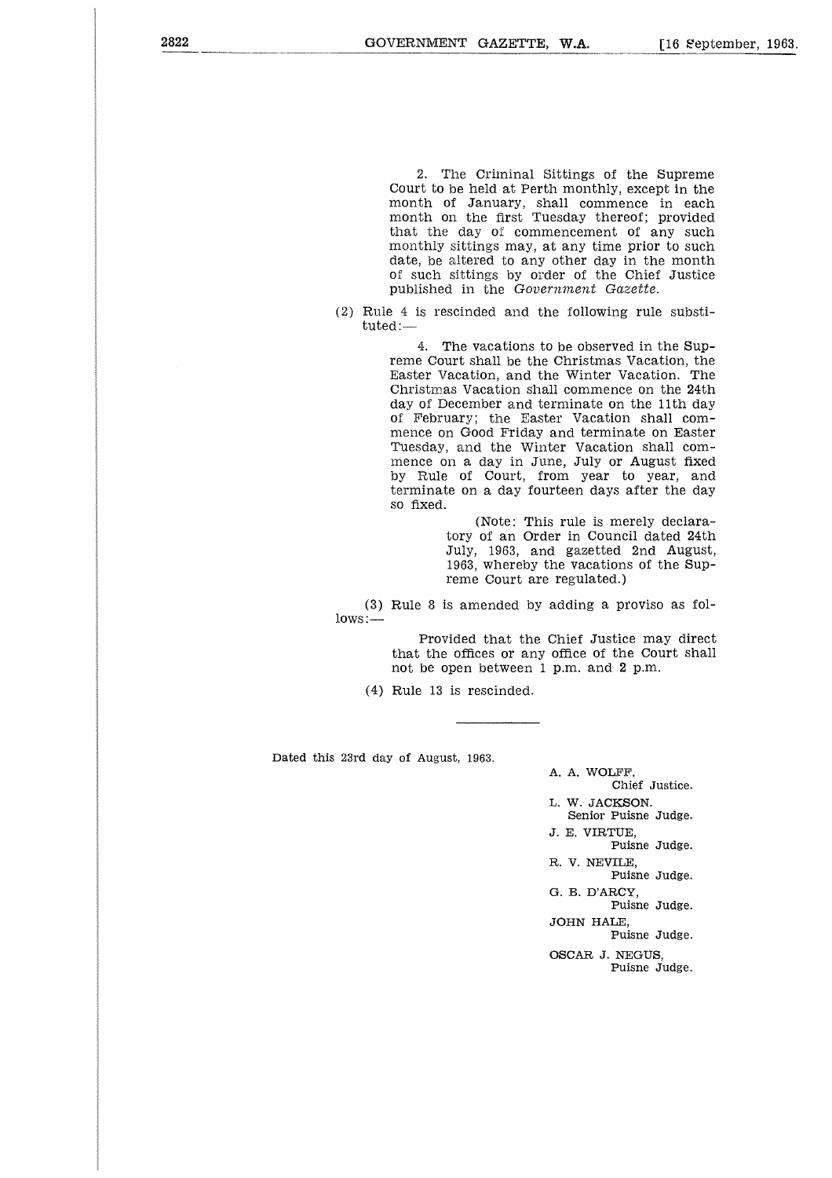2. The Criminal Sittings of the Supreme Court to be held at Perth monthly, except in the month of January, shall commence in each month on the first Tuesday thereof; provided that the day of commencement of any such monthly sittings may, at any time prior to such date, be altered to any other day in the month of such sittings by order of the Chief Justice published in the *Government Gazette*.

(2) Rule 4 is rescinded and the following rule substituted:—

4. The vacations to be observed in the Supreme Court shall be the Christmas Vacation, the Easter Vacation, and the Winter Vacation. The Christmas Vacation shall commence on the 24th day of December and terminate on the 11th day of February; the Easter Vacation shall commence on Good Friday and terminate on Easter Tuesday, and the Winter Vacation shall commence on a day in June, July or August fixed by Rule of Court, from year to year, and terminate on a day fourteen days after the day so fixed.

(Note: This rule is merely declaratory of an Order in Council dated 24th July, 1963, and gazetted 2nd August, 1963, whereby the vacations of the Supreme Court are regulated.)

(3) Rule 8 is amended by adding a proviso as follows:—

Provided that the Chief Justice may direct that the offices or any office of the Court shall not be open between 1 p.m. and 2 p.m.

(4) Rule 13 is rescinded.

---

Dated this 23rd day of August, 1963.

A. A. WOLFF,
Chief Justice.

L. W. JACKSON.
Senior Puisne Judge.

J. E. VIRTUE,
Puisne Judge.

R. V. NEVILE,
Puisne Judge.

G. B. D'ARCY,
Puisne Judge.

JOHN HALE,
Puisne Judge.

OSCAR J. NEGUS,
Puisne Judge.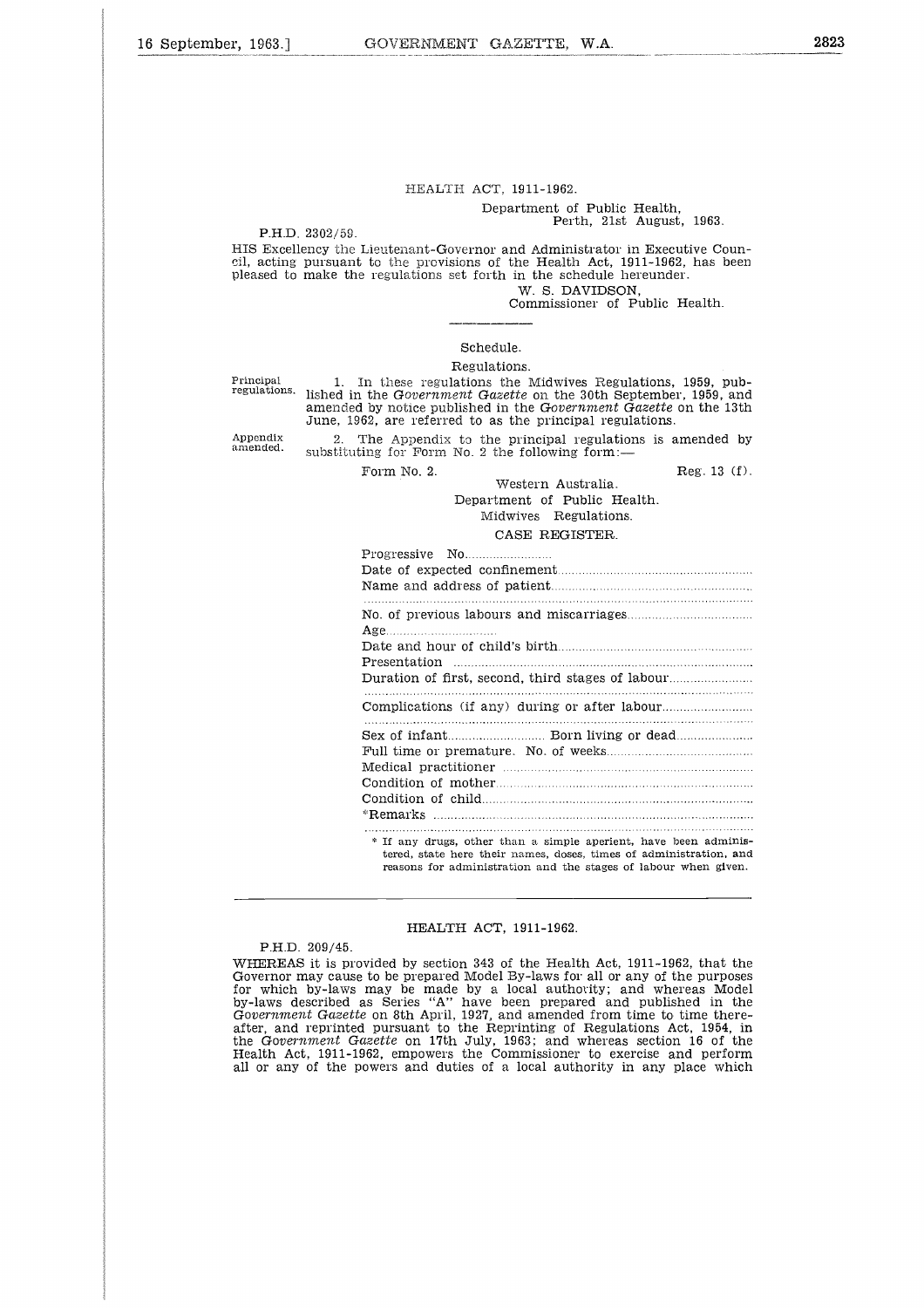HEALTH ACT, 1911-1962.

Department of Public Health,
Perth, 21st August, 1963.

P.H.D. 2302/59.

HIS Excellency the Lieutenant-Governor and Administrator in Executive Council, acting pursuant to the provisions of the Health Act, 1911-1962, has been pleased to make the regulations set forth in the schedule hereunder.

W. S. DAVIDSON,
Commissioner of Public Health.

---

Schedule.

Regulations.

Principal regulations.

1. In these regulations the Midwives Regulations, 1959, published in the *Government Gazette* on the 30th September, 1959, and amended by notice published in the *Government Gazette* on the 13th June, 1962, are referred to as the principal regulations.

Appendix amended.

2. The Appendix to the principal regulations is amended by substituting for Form No. 2 the following form:—

Form No. 2. Reg. 13 (f).

Western Australia.
Department of Public Health.
Midwives Regulations.

CASE REGISTER.

Progressive No........................

Date of expected confinement........................................................

Name and address of patient........................................................

.......................................................................................................

No. of previous labours and miscarriages...................................

Age..............................

Date and hour of child's birth........................................................

Presentation ........................................................................................

Duration of first, second, third stages of labour.........................

.......................................................................................................

Complications (if any) during or after labour..........................

.......................................................................................................

Sex of infant........................... Born living or dead.....................

Full time or premature. No. of weeks..........................................

Medical practitioner .........................................................................

Condition of mother..........................................................................

Condition of child..............................................................................

*Remarks ...........................................................................................

.......................................................................................................

\* If any drugs, other than a simple aperient, have been administered, state here their names, doses, times of administration, and reasons for administration and the stages of labour when given.

---

HEALTH ACT, 1911-1962.

P.H.D. 209/45.

WHEREAS it is provided by section 343 of the Health Act, 1911-1962, that the Governor may cause to be prepared Model By-laws for all or any of the purposes for which by-laws may be made by a local authority; and whereas Model by-laws described as Series "A" have been prepared and published in the *Government Gazette* on 8th April, 1927, and amended from time to time thereafter, and reprinted pursuant to the Reprinting of Regulations Act, 1954, in the *Government Gazette* on 17th July, 1963; and whereas section 16 of the Health Act, 1911-1962, empowers the Commissioner to exercise and perform all or any of the powers and duties of a local authority in any place which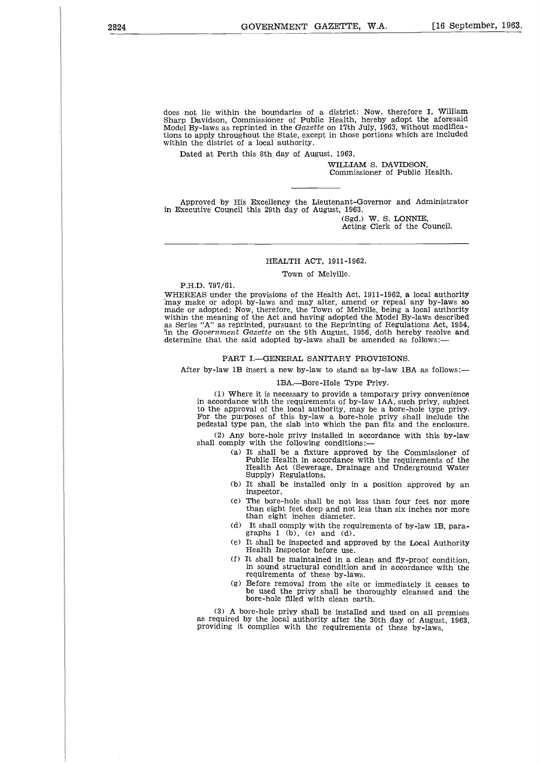does not lie within the boundaries of a district: Now, therefore I, William Sharp Davidson, Commissioner of Public Health, hereby adopt the aforesaid Model By-laws as reprinted in the *Gazette* on 17th July, 1963, without modifications to apply throughout the State, except in those portions which are included within the district of a local authority.

Dated at Perth this 8th day of August, 1963.

WILLIAM S. DAVIDSON,
Commissioner of Public Health.

---

Approved by His Excellency the Lieutenant-Governor and Administrator in Executive Council this 29th day of August, 1963.

(Sgd.) W. S. LONNIE,
Acting Clerk of the Council.

---

HEALTH ACT, 1911-1962.

Town of Melville.

P.H.D. 797/61.

WHEREAS under the provisions of the Health Act, 1911-1962, a local authority may make or adopt by-laws and may alter, amend or repeal any by-laws so made or adopted: Now, therefore, the Town of Melville, being a local authority within the meaning of the Act and having adopted the Model By-laws described as Series "A" as reprinted, pursuant to the Reprinting of Regulations Act, 1954, in the *Government Gazette* on the 9th August, 1956, doth hereby resolve and determine that the said adopted by-laws shall be amended as follows:—

PART I.—GENERAL SANITARY PROVISIONS.

After by-law 1B insert a new by-law to stand as by-law 1BA as follows:—

1BA.—Bore-Hole Type Privy.

(1) Where it is necessary to provide a temporary privy convenience in accordance with the requirements of by-law 1AA, such privy, subject to the approval of the local authority, may be a bore-hole type privy. For the purposes of this by-law a bore-hole privy shall include the pedestal type pan, the slab into which the pan fits and the enclosure.

(2) Any bore-hole privy installed in accordance with this by-law shall comply with the following conditions:—

- (a) It shall be a fixture approved by the Commissioner of Public Health in accordance with the requirements of the Health Act (Sewerage, Drainage and Underground Water Supply) Regulations.
- (b) It shall be installed only in a position approved by an inspector.
- (c) The bore-hole shall be not less than four feet nor more than eight feet deep and not less than six inches nor more than eight inches diameter.
- (d) It shall comply with the requirements of by-law 1B, paragraphs 1 (b), (c) and (d).
- (e) It shall be inspected and approved by the Local Authority Health Inspector before use.
- (f) It shall be maintained in a clean and fly-proof condition, in sound structural condition and in accordance with the requirements of these by-laws.
- (g) Before removal from the site or immediately it ceases to be used the privy shall be thoroughly cleansed and the bore-hole filled with clean earth.

(3) A bore-hole privy shall be installed and used on all premises as required by the local authority after the 30th day of August, 1963, providing it complies with the requirements of these by-laws.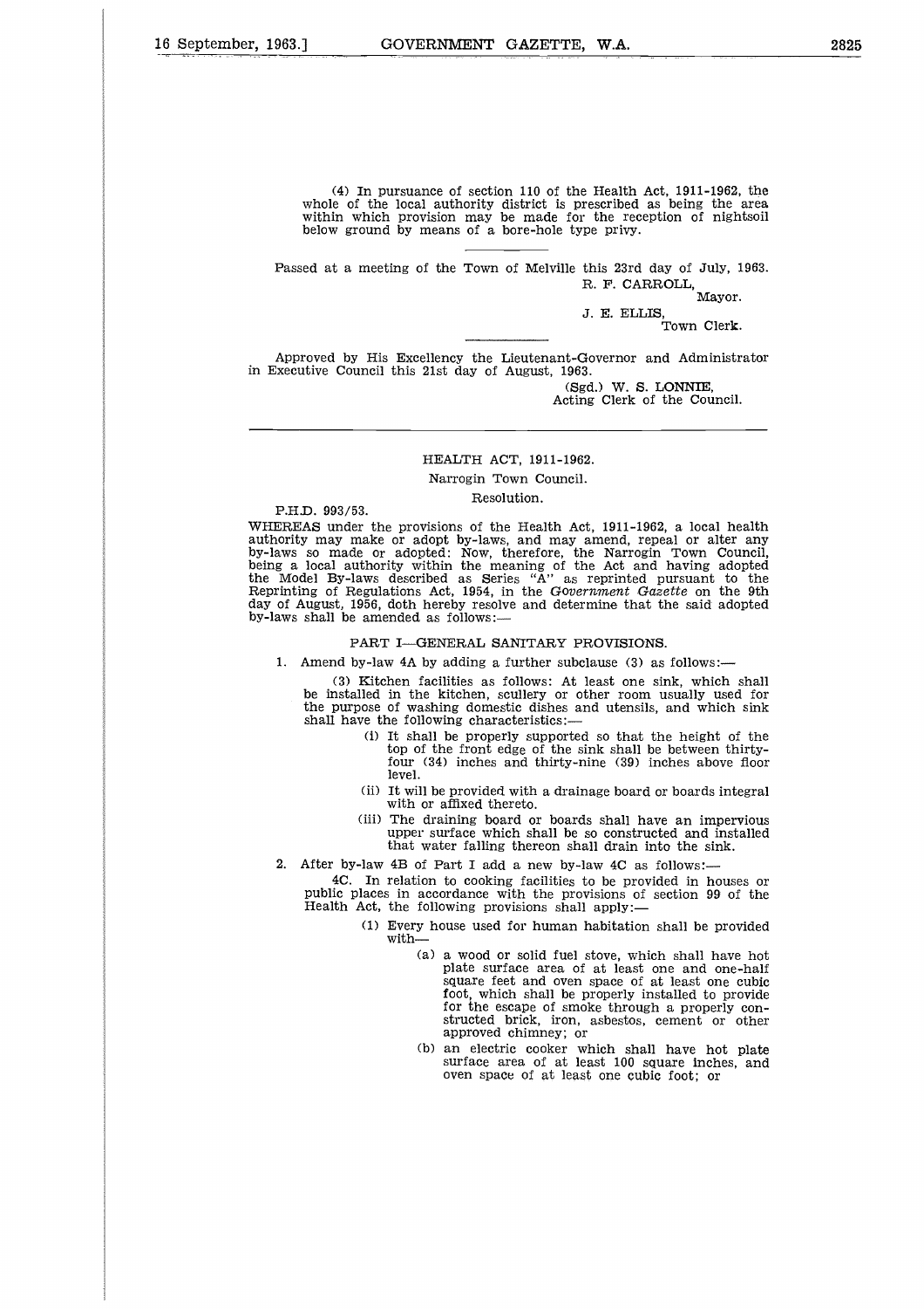(4) In pursuance of section 110 of the Health Act, 1911-1962, the whole of the local authority district is prescribed as being the area within which provision may be made for the reception of nightsoil below ground by means of a bore-hole type privy.

---

Passed at a meeting of the Town of Melville this 23rd day of July, 1963.

R. F. CARROLL,
Mayor.

J. E. ELLIS,
Town Clerk.

---

Approved by His Excellency the Lieutenant-Governor and Administrator in Executive Council this 21st day of August, 1963.

(Sgd.) W. S. LONNIE,
Acting Clerk of the Council.

---

## HEALTH ACT, 1911-1962.

### Narrogin Town Council.

### Resolution.

P.H.D. 993/53.

WHEREAS under the provisions of the Health Act, 1911-1962, a local health authority may make or adopt by-laws, and may amend, repeal or alter any by-laws so made or adopted: Now, therefore, the Narrogin Town Council, being a local authority within the meaning of the Act and having adopted the Model By-laws described as Series "A" as reprinted pursuant to the Reprinting of Regulations Act, 1954, in the *Government Gazette* on the 9th day of August, 1956, doth hereby resolve and determine that the said adopted by-laws shall be amended as follows:—

#### PART I—GENERAL SANITARY PROVISIONS.

1. Amend by-law 4A by adding a further subclause (3) as follows:—

(3) Kitchen facilities as follows: At least one sink, which shall be installed in the kitchen, scullery or other room usually used for the purpose of washing domestic dishes and utensils, and which sink shall have the following characteristics:—

(i) It shall be properly supported so that the height of the top of the front edge of the sink shall be between thirty-four (34) inches and thirty-nine (39) inches above floor level.

(ii) It will be provided with a drainage board or boards integral with or affixed thereto.

(iii) The draining board or boards shall have an impervious upper surface which shall be so constructed and installed that water falling thereon shall drain into the sink.

2. After by-law 4B of Part I add a new by-law 4C as follows:—

4C. In relation to cooking facilities to be provided in houses or public places in accordance with the provisions of section 99 of the Health Act, the following provisions shall apply:—

(1) Every house used for human habitation shall be provided with—

(a) a wood or solid fuel stove, which shall have hot plate surface area of at least one and one-half square feet and oven space of at least one cubic foot, which shall be properly installed to provide for the escape of smoke through a properly constructed brick, iron, asbestos, cement or other approved chimney; or

(b) an electric cooker which shall have hot plate surface area of at least 100 square inches, and oven space of at least one cubic foot; or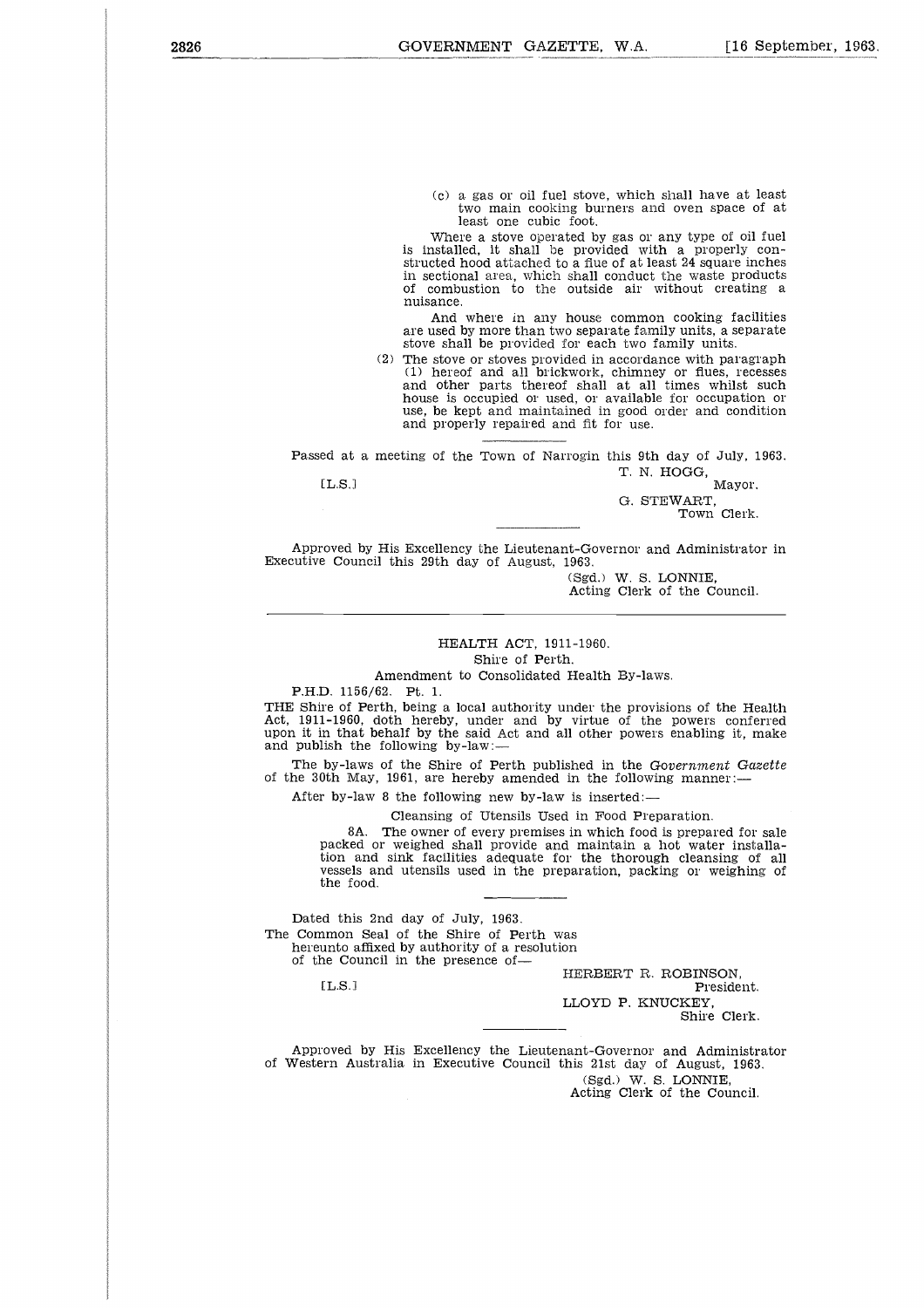(c) a gas or oil fuel stove, which shall have at least two main cooking burners and oven space of at least one cubic foot.

Where a stove operated by gas or any type of oil fuel is installed, it shall be provided with a properly constructed hood attached to a flue of at least 24 square inches in sectional area, which shall conduct the waste products of combustion to the outside air without creating a nuisance.

And where in any house common cooking facilities are used by more than two separate family units, a separate stove shall be provided for each two family units.

(2) The stove or stoves provided in accordance with paragraph (1) hereof and all brickwork, chimney or flues, recesses and other parts thereof shall at all times whilst such house is occupied or used, or available for occupation or use, be kept and maintained in good order and condition and properly repaired and fit for use.

---

Passed at a meeting of the Town of Narrogin this 9th day of July, 1963.

[L.S.]

T. N. HOGG,
Mayor.

G. STEWART,
Town Clerk.

---

Approved by His Excellency the Lieutenant-Governor and Administrator in Executive Council this 29th day of August, 1963.

(Sgd.) W. S. LONNIE,
Acting Clerk of the Council.

---

## HEALTH ACT, 1911-1960.

### Shire of Perth.

### Amendment to Consolidated Health By-laws.

P.H.D. 1156/62. Pt. 1.

THE Shire of Perth, being a local authority under the provisions of the Health Act, 1911-1960, doth hereby, under and by virtue of the powers conferred upon it in that behalf by the said Act and all other powers enabling it, make and publish the following by-law:—

The by-laws of the Shire of Perth published in the *Government Gazette* of the 30th May, 1961, are hereby amended in the following manner:—

After by-law 8 the following new by-law is inserted:—

Cleansing of Utensils Used in Food Preparation.

8A. The owner of every premises in which food is prepared for sale packed or weighed shall provide and maintain a hot water installation and sink facilities adequate for the thorough cleansing of all vessels and utensils used in the preparation, packing or weighing of the food.

---

Dated this 2nd day of July, 1963.

The Common Seal of the Shire of Perth was hereunto affixed by authority of a resolution of the Council in the presence of—

[L.S.]

HERBERT R. ROBINSON,
President.

LLOYD P. KNUCKEY,
Shire Clerk.

---

Approved by His Excellency the Lieutenant-Governor and Administrator of Western Australia in Executive Council this 21st day of August, 1963.

(Sgd.) W. S. LONNIE,
Acting Clerk of the Council.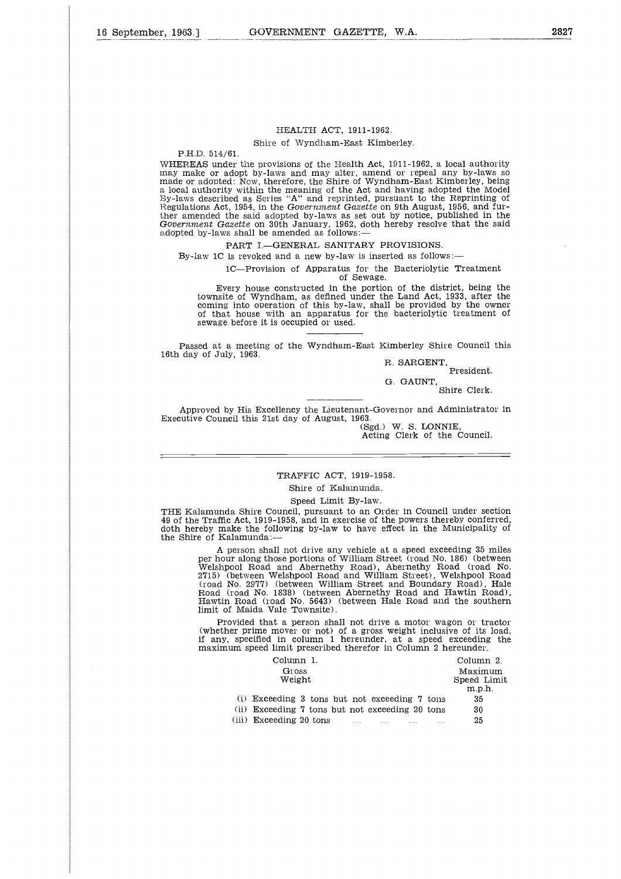## HEALTH ACT, 1911-1962.

### Shire of Wyndham-East Kimberley.

P.H.D. 514/61.

WHEREAS under the provisions of the Health Act, 1911-1962, a local authority may make or adopt by-laws and may alter, amend or repeal any by-laws so made or adopted: Now, therefore, the Shire of Wyndham-East Kimberley, being a local authority within the meaning of the Act and having adopted the Model By-laws described as Series "A" and reprinted, pursuant to the Reprinting of Regulations Act, 1954, in the *Government Gazette* on 9th August, 1956, and further amended the said adopted by-laws as set out by notice, published in the *Government Gazette* on 30th January, 1962, doth hereby resolve that the said adopted by-laws shall be amended as follows:—

PART I.—GENERAL SANITARY PROVISIONS.

By-law 1C is revoked and a new by-law is inserted as follows:—

1C—Provision of Apparatus for the Bacteriolytic Treatment of Sewage.

Every house constructed in the portion of the district, being the townsite of Wyndham, as defined under the Land Act, 1933, after the coming into operation of this by-law, shall be provided by the owner of that house with an apparatus for the bacteriolytic treatment of sewage before it is occupied or used.

Passed at a meeting of the Wyndham-East Kimberley Shire Council this 16th day of July, 1963.

R. SARGENT,
President.

G. GAUNT,
Shire Clerk.

Approved by His Excellency the Lieutenant-Governor and Administrator in Executive Council this 21st day of August, 1963.

(Sgd.) W. S. LONNIE,
Acting Clerk of the Council.

---

## TRAFFIC ACT, 1919-1958.

### Shire of Kalamunda.

### Speed Limit By-law.

THE Kalamunda Shire Council, pursuant to an Order in Council under section 49 of the Traffic Act, 1919-1958, and in exercise of the powers thereby conferred, doth hereby make the following by-law to have effect in the Municipality of the Shire of Kalamunda:—

A person shall not drive any vehicle at a speed exceeding 35 miles per hour along those portions of William Street (road No. 186) (between Welshpool Road and Abernethy Road), Abernethy Road (road No. 2715) (between Welshpool Road and William Street), Welshpool Road (road No. 2977) (between William Street and Boundary Road), Hale Road (road No. 1838) (between Abernethy Road and Hawtin Road), Hawtin Road (road No. 5643) (between Hale Road and the southern limit of Maida Vale Townsite).

Provided that a person shall not drive a motor wagon or tractor (whether prime mover or not) of a gross weight inclusive of its load, if any, specified in column 1 hereunder, at a speed exceeding the maximum speed limit prescribed therefor in Column 2 hereunder.

| Column 1. Gross Weight | Column 2. Maximum Speed Limit m.p.h. |
|---|---|
| (i) Exceeding 3 tons but not exceeding 7 tons | 35 |
| (ii) Exceeding 7 tons but not exceeding 20 tons | 30 |
| (iii) Exceeding 20 tons .... .... .... .... | 25 |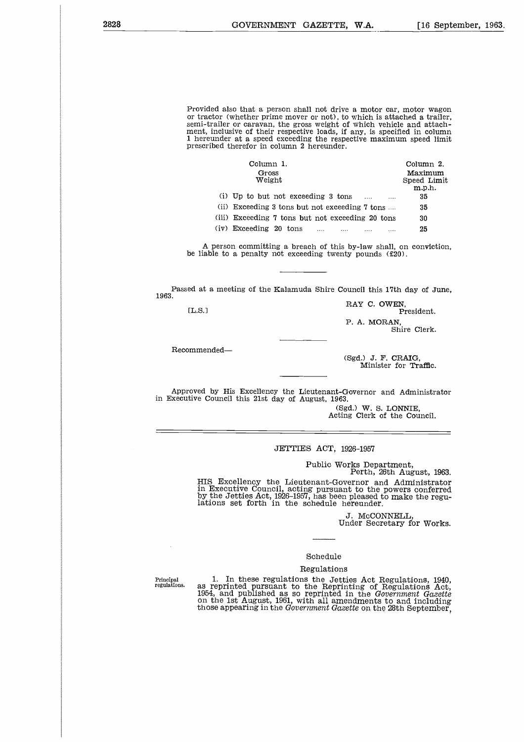Provided also that a person shall not drive a motor car, motor wagon or tractor (whether prime mover or not), to which is attached a trailer, semi-trailer or caravan, the gross weight of which vehicle and attachment, inclusive of their respective loads, if any, is specified in column 1 hereunder at a speed exceeding the respective maximum speed limit prescribed therefor in column 2 hereunder.

| Column 1. Gross Weight | Column 2. Maximum Speed Limit m.p.h. |
|---|---|
| (i) Up to but not exceeding 3 tons .... .... | 35 |
| (ii) Exceeding 3 tons but not exceeding 7 tons .... | 35 |
| (iii) Exceeding 7 tons but not exceeding 20 tons | 30 |
| (iv) Exceeding 20 tons .... .... .... .... | 25 |

A person committing a breach of this by-law shall, on conviction, be liable to a penalty not exceeding twenty pounds (£20).

---

Passed at a meeting of the Kalamuda Shire Council this 17th day of June, 1963.

[L.S.]

RAY C. OWEN,
President.

P. A. MORAN,
Shire Clerk.

---

Recommended—

(Sgd.) J. F. CRAIG,
Minister for Traffic.

---

Approved by His Excellency the Lieutenant-Governor and Administrator in Executive Council this 21st day of August, 1963.

(Sgd.) W. S. LONNIE,
Acting Clerk of the Council.

---

## JETTIES ACT, 1926-1957

Public Works Department,
Perth, 26th August, 1963.

HIS Excellency the Lieutenant-Governor and Administrator in Executive Council, acting pursuant to the powers conferred by the Jetties Act, 1926-1957, has been pleased to make the regulations set forth in the schedule hereunder.

J. McCONNELL,
Under Secretary for Works.

---

### Schedule

### Regulations

Principal regulations.

1. In these regulations the Jetties Act Regulations, 1940, as reprinted pursuant to the Reprinting of Regulations Act, 1954, and published as so reprinted in the *Government Gazette* on the 1st August, 1961, with all amendments to and including those appearing in the *Government Gazette* on the 28th September,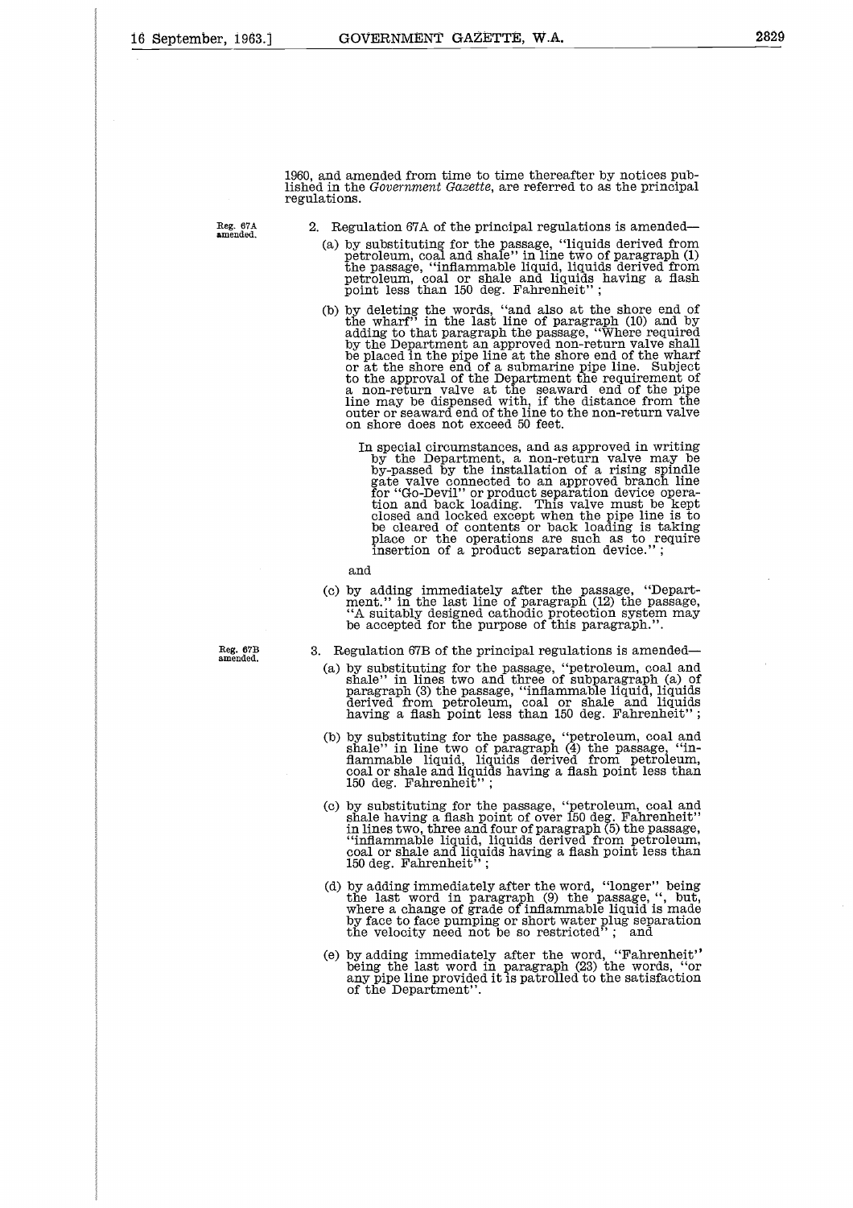1960, and amended from time to time thereafter by notices published in the *Government Gazette*, are referred to as the principal regulations.

**Reg. 67A amended.**

2. Regulation 67A of the principal regulations is amended—

(a) by substituting for the passage, "liquids derived from petroleum, coal and shale" in line two of paragraph (1) the passage, "inflammable liquid, liquids derived from petroleum, coal or shale and liquids having a flash point less than 150 deg. Fahrenheit";

(b) by deleting the words, "and also at the shore end of the wharf" in the last line of paragraph (10) and by adding to that paragraph the passage, "Where required by the Department an approved non-return valve shall be placed in the pipe line at the shore end of the wharf or at the shore end of a submarine pipe line. Subject to the approval of the Department the requirement of a non-return valve at the seaward end of the pipe line may be dispensed with, if the distance from the outer or seaward end of the line to the non-return valve on shore does not exceed 50 feet.

In special circumstances, and as approved in writing by the Department, a non-return valve may be by-passed by the installation of a rising spindle gate valve connected to an approved branch line for "Go-Devil" or product separation device operation and back loading. This valve must be kept closed and locked except when the pipe line is to be cleared of contents or back loading is taking place or the operations are such as to require insertion of a product separation device.";

and

(c) by adding immediately after the passage, "Department." in the last line of paragraph (12) the passage, "A suitably designed cathodic protection system may be accepted for the purpose of this paragraph.".

**Reg. 67B amended.**

3. Regulation 67B of the principal regulations is amended—

(a) by substituting for the passage, "petroleum, coal and shale" in lines two and three of subparagraph (a) of paragraph (3) the passage, "inflammable liquid, liquids derived from petroleum, coal or shale and liquids having a flash point less than 150 deg. Fahrenheit";

(b) by substituting for the passage, "petroleum, coal and shale" in line two of paragraph (4) the passage, "inflammable liquid, liquids derived from petroleum, coal or shale and liquids having a flash point less than 150 deg. Fahrenheit";

(c) by substituting for the passage, "petroleum, coal and shale having a flash point of over 150 deg. Fahrenheit" in lines two, three and four of paragraph (5) the passage, "inflammable liquid, liquids derived from petroleum, coal or shale and liquids having a flash point less than 150 deg. Fahrenheit";

(d) by adding immediately after the word, "longer" being the last word in paragraph (9) the passage, ", but, where a change of grade of inflammable liquid is made by face to face pumping or short water plug separation the velocity need not be so restricted"; and

(e) by adding immediately after the word, "Fahrenheit" being the last word in paragraph (23) the words, "or any pipe line provided it is patrolled to the satisfaction of the Department".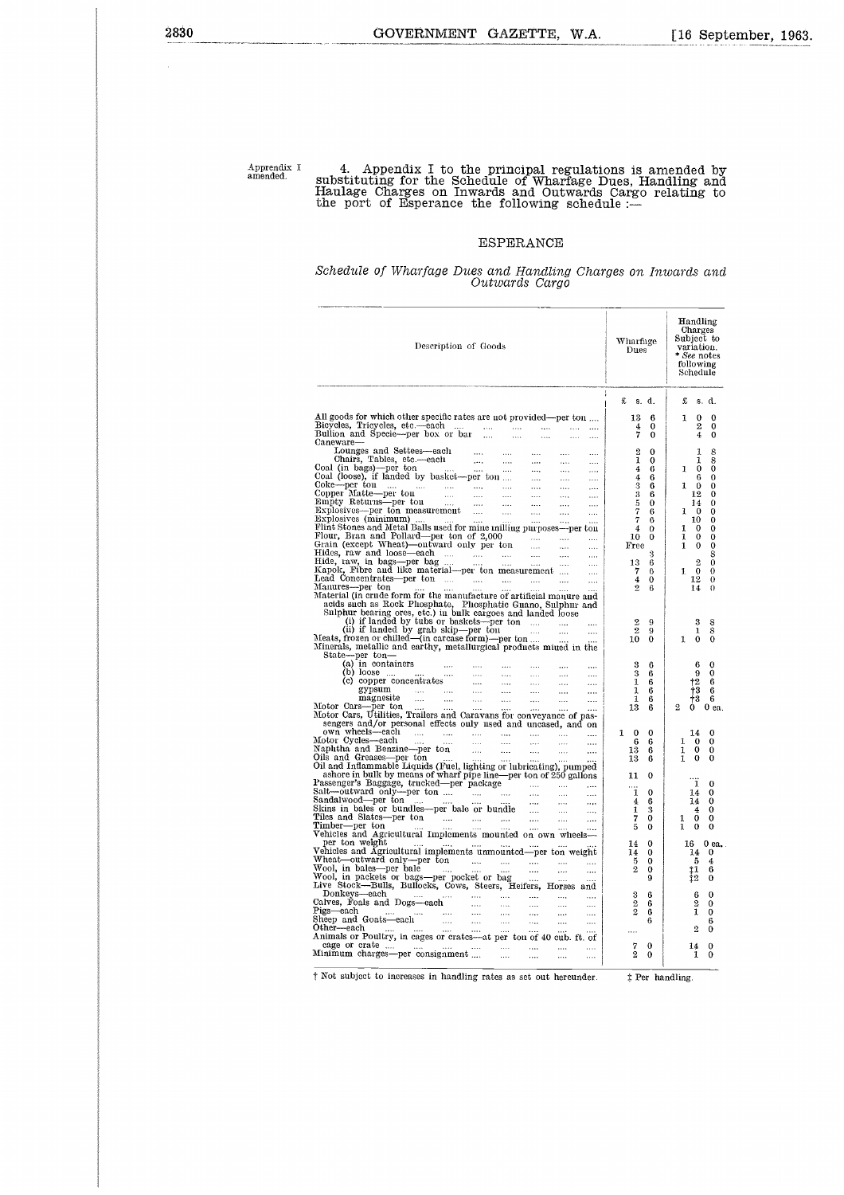Appendix I amended.

4. Appendix I to the principal regulations is amended by substituting for the Schedule of Wharfage Dues, Handling and Haulage Charges on Inwards and Outwards Cargo relating to the port of Esperance the following schedule :—

## ESPERANCE

*Schedule of Wharfage Dues and Handling Charges on Inwards and Outwards Cargo*

| Description of Goods | Wharfage Dues | Handling Charges Subject to variation. * *See* notes following Schedule |
|---|---|---|
| | £ s. d. | £ s. d. |
| All goods for which other specific rates are not provided—per ton .... | 13 6 | 1 0 0 |
| Bicycles, Tricycles, etc.—each .... | 4 0 | 2 0 |
| Bullion and Specie—per box or bar .... | 7 0 | 4 0 |
| Caneware— | | |
| Lounges and Settees—each .... | 2 0 | 1 8 |
| Chairs, Tables, etc.—each .... | 1 0 | 1 8 |
| Coal (in bags)—per ton .... | 4 6 | 1 0 0 |
| Coal (loose), if landed by basket—per ton .... | 4 6 | 6 0 |
| Coke—per ton .... | 3 6 | 1 0 0 |
| Copper Matte—per ton .... | 3 6 | 12 0 |
| Empty Returns—per ton .... | 5 0 | 14 0 |
| Explosives—per ton measurement .... | 7 6 | 1 0 0 |
| Explosives (minimum) .... | 7 6 | 10 0 |
| Flint Stones and Metal Balls used for mine milling purposes—per ton | 4 0 | 1 0 0 |
| Flour, Bran and Pollard—per ton of 2,000 .... | 10 0 | 1 0 0 |
| Grain (except Wheat)—outward only per ton .... | Free | 1 0 0 |
| Hides, raw and loose—each .... | 3 | 8 |
| Hide, raw, in bags—per bag .... | 13 6 | 2 0 |
| Kapok, Fibre and like material—per ton measurement .... | 7 6 | 1 0 0 |
| Lead Concentrates—per ton .... | 4 0 | 12 0 |
| Manures—per ton .... | 2 6 | 14 0 |
| Material (in crude form for the manufacture of artificial manure and acids such as Rock Phosphate, Phosphatic Guano, Sulphur and Sulphur bearing ores, etc.) in bulk cargoes and landed loose | | |
| (i) if landed by tubs or baskets—per ton .... | 2 9 | 3 8 |
| (ii) if landed by grab skip—per ton .... | 2 9 | 1 8 |
| Meats, frozen or chilled—(in carcase form)—per ton .... | 10 0 | 1 0 0 |
| Minerals, metallic and earthy, metallurgical products mined in the State—per ton— | | |
| (a) in containers .... | 3 6 | 6 0 |
| (b) loose .... | 3 6 | 9 0 |
| (c) copper concentrates .... | 1 6 | †2 6 |
| gypsum .... | 1 6 | †3 6 |
| magnesite .... | 1 6 | †3 6 |
| Motor Cars—per ton .... | 13 6 | 2 0 0 ea. |
| Motor Cars, Utilities, Trailers and Caravans for conveyance of passengers and/or personal effects only used and uncased, and on own wheels—each .... | 1 0 0 | 14 0 |
| Motor Cycles—each .... | 6 6 | 1 0 0 |
| Naphtha and Benzine—per ton .... | 13 6 | 1 0 0 |
| Oils and Greases—per ton .... | 13 6 | 1 0 0 |
| Oil and Inflammable Liquids (Fuel, lighting or lubricating), pumped ashore in bulk by means of wharf pipe line—per ton of 250 gallons | 11 0 | .... |
| Passenger's Baggage, trucked—per package .... | .... | 1 0 |
| Salt—outward only—per ton .... | 1 0 | 14 0 |
| Sandalwood—per ton .... | 4 6 | 14 0 |
| Skins in bales or bundles—per bale or bundle .... | 1 3 | 4 0 |
| Tiles and Slates—per ton .... | 7 0 | 1 0 0 |
| Timber—per ton .... | 5 0 | 1 0 0 |
| Vehicles and Agricultural Implements mounted on own wheels—per ton weight .... | 14 0 | 16 0 ea. |
| Vehicles and Agricultural implements unmounted—per ton weight | 14 0 | 14 0 |
| Wheat—outward only—per ton .... | 5 0 | 5 4 |
| Wool, in bales—per bale .... | 2 0 | ‡1 6 |
| Wool, in packets or bags—per pocket or bag .... | 9 | ‡2 0 |
| Live Stock—Bulls, Bullocks, Cows, Steers, Heifers, Horses and Donkeys—each .... | 3 6 | 6 0 |
| Calves, Foals and Dogs—each .... | 2 6 | 2 0 |
| Pigs—each .... | 2 6 | 1 0 |
| Sheep and Goats—each .... | 6 | 6 |
| Other—each .... | .... | 2 0 |
| Animals or Poultry, in cages or crates—at per ton of 40 cub. ft. of cage or crate .... | 7 0 | 14 0 |
| Minimum charges—per consignment .... | 2 0 | 1 0 |

† Not subject to increases in handling rates as set out hereunder. ‡ Per handling.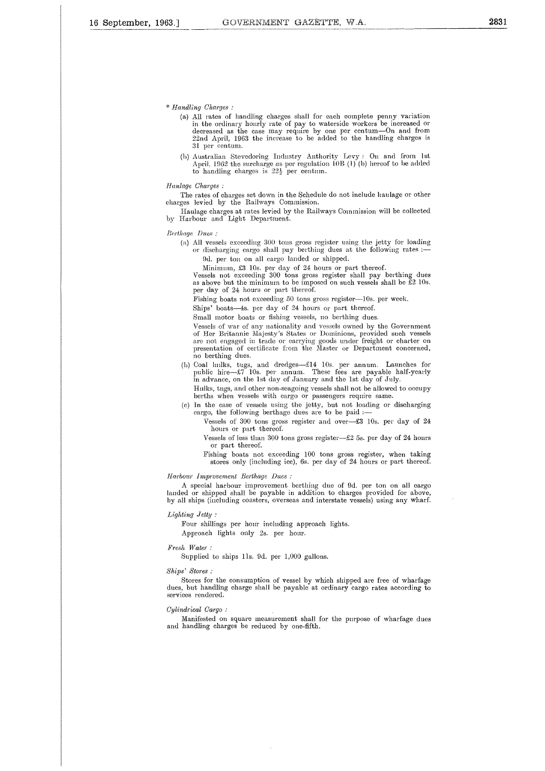\* *Handling Charges :*

(a) All rates of handling charges shall for each complete penny variation in the ordinary hourly rate of pay to waterside workers be increased or decreased as the case may require by one per centum—On and from 22nd April, 1963 the increase to be added to the handling charges is 31 per centum.

(b) Australian Stevedoring Industry Authority Levy : On and from 1st April, 1962 the surcharge as per regulation 10B (1) (b) hereof to be added to handling charges is 22½ per centum.

*Haulage Charges :*

The rates of charges set down in the Schedule do not include haulage or other charges levied by the Railways Commission.

Haulage charges at rates levied by the Railways Commission will be collected by Harbour and Light Department.

*Berthage Dues :*

(a) All vessels exceeding 300 tons gross register using the jetty for loading or discharging cargo shall pay berthing dues at the following rates :—

9d. per ton on all cargo landed or shipped.

Minimum, £3 10s. per day of 24 hours or part thereof.

Vessels not exceeding 300 tons gross register shall pay berthing dues as above but the minimum to be imposed on such vessels shall be £2 10s. per day of 24 hours or part thereof.

Fishing boats not exceeding 50 tons gross register—10s. per week.

Ships' boats—4s. per day of 24 hours or part thereof.

Small motor boats or fishing vessels, no berthing dues.

Vessels of war of any nationality and vessels owned by the Government of Her Britannic Majesty's States or Dominions, provided such vessels are not engaged in trade or carrying goods under freight or charter on presentation of certificate from the Master or Department concerned, no berthing dues.

(b) Coal hulks, tugs, and dredges—£14 10s. per annum. Launches for public hire—£7 10s. per annum. These fees are payable half-yearly in advance, on the 1st day of January and the 1st day of July.

Hulks, tugs, and other non-seagoing vessels shall not be allowed to occupy berths when vessels with cargo or passengers require same.

(c) In the case of vessels using the jetty, but not loading or discharging cargo, the following berthage dues are to be paid :—

Vessels of 300 tons gross register and over—£3 10s. per day of 24 hours or part thereof.

Vessels of less than 300 tons gross register—£2 5s. per day of 24 hours or part thereof.

Fishing boats not exceeding 100 tons gross register, when taking stores only (including ice), 6s. per day of 24 hours or part thereof.

*Harbour Improvement Berthage Dues :*

A special harbour improvement berthing due of 9d. per ton on all cargo landed or shipped shall be payable in addition to charges provided for above, by all ships (including coasters, overseas and interstate vessels) using any wharf.

*Lighting Jetty :*

Four shillings per hour including approach lights.

Approach lights only 2s. per hour.

*Fresh Water :*

Supplied to ships 11s. 9d. per 1,000 gallons.

*Ships' Stores :*

Stores for the consumption of vessel by which shipped are free of wharfage dues, but handling charge shall be payable at ordinary cargo rates according to services rendered.

*Cylindrical Cargo :*

Manifested on square measurement shall for the purpose of wharfage dues and handling charges be reduced by one-fifth.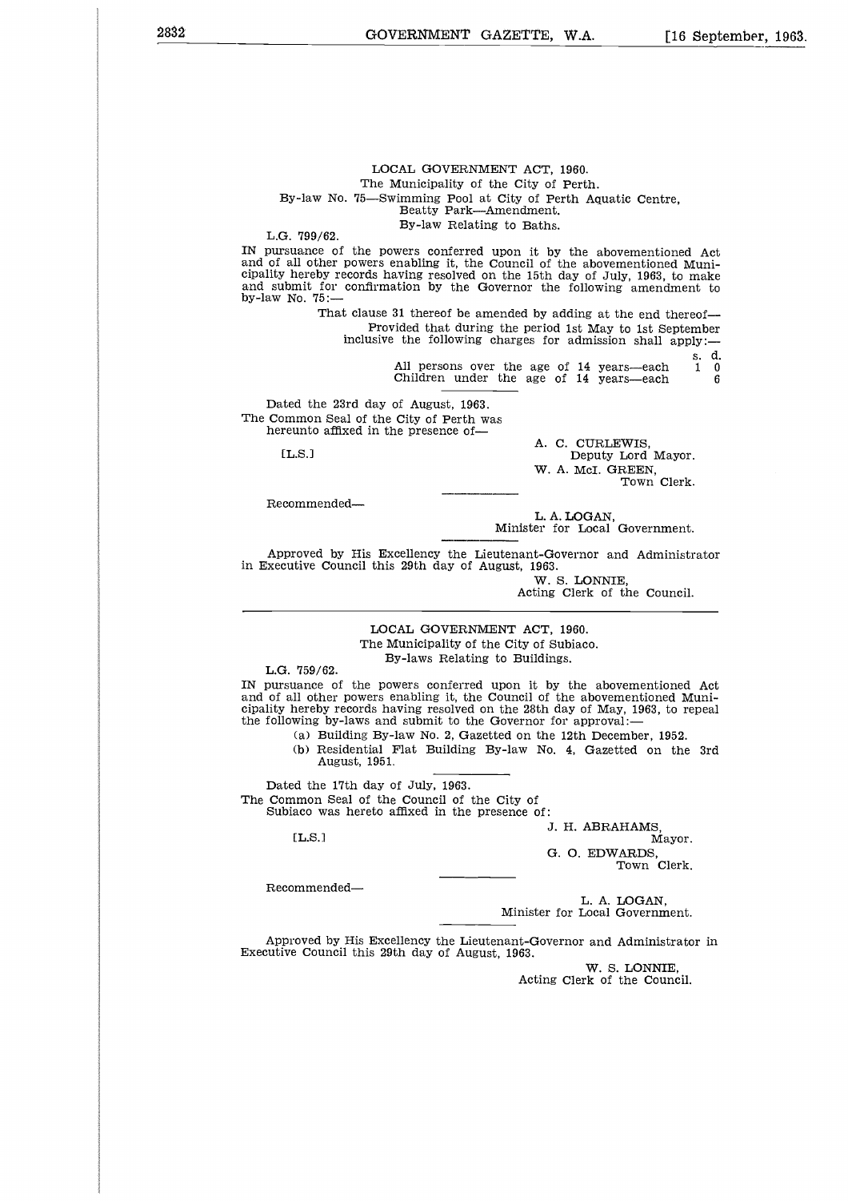LOCAL GOVERNMENT ACT, 1960.

The Municipality of the City of Perth.

By-law No. 75—Swimming Pool at City of Perth Aquatic Centre, Beatty Park—Amendment.

By-law Relating to Baths.

L.G. 799/62.

IN pursuance of the powers conferred upon it by the abovementioned Act and of all other powers enabling it, the Council of the abovementioned Municipality hereby records having resolved on the 15th day of July, 1963, to make and submit for confirmation by the Governor the following amendment to by-law No. 75:—

That clause 31 thereof be amended by adding at the end thereof—

Provided that during the period 1st May to 1st September inclusive the following charges for admission shall apply:—

| | s. | d. |
|---|---|---|
| All persons over the age of 14 years—each | 1 | 0 |
| Children under the age of 14 years—each | | 6 |

Dated the 23rd day of August, 1963.

The Common Seal of the City of Perth was hereunto affixed in the presence of—

[L.S.]

A. C. CURLEWIS,
Deputy Lord Mayor.

W. A. McI. GREEN,
Town Clerk.

Recommended—

L. A. LOGAN,
Minister for Local Government.

Approved by His Excellency the Lieutenant-Governor and Administrator in Executive Council this 29th day of August, 1963.

W. S. LONNIE,
Acting Clerk of the Council.

---

LOCAL GOVERNMENT ACT, 1960.

The Municipality of the City of Subiaco.

By-laws Relating to Buildings.

L.G. 759/62.

IN pursuance of the powers conferred upon it by the abovementioned Act and of all other powers enabling it, the Council of the abovementioned Municipality hereby records having resolved on the 28th day of May, 1963, to repeal the following by-laws and submit to the Governor for approval:—

(a) Building By-law No. 2, Gazetted on the 12th December, 1952.

(b) Residential Flat Building By-law No. 4, Gazetted on the 3rd August, 1951.

Dated the 17th day of July, 1963.

The Common Seal of the Council of the City of Subiaco was hereto affixed in the presence of:

[L.S.]

J. H. ABRAHAMS,
Mayor.

G. O. EDWARDS,
Town Clerk.

Recommended—

L. A. LOGAN,
Minister for Local Government.

Approved by His Excellency the Lieutenant-Governor and Administrator in Executive Council this 29th day of August, 1963.

W. S. LONNIE,
Acting Clerk of the Council.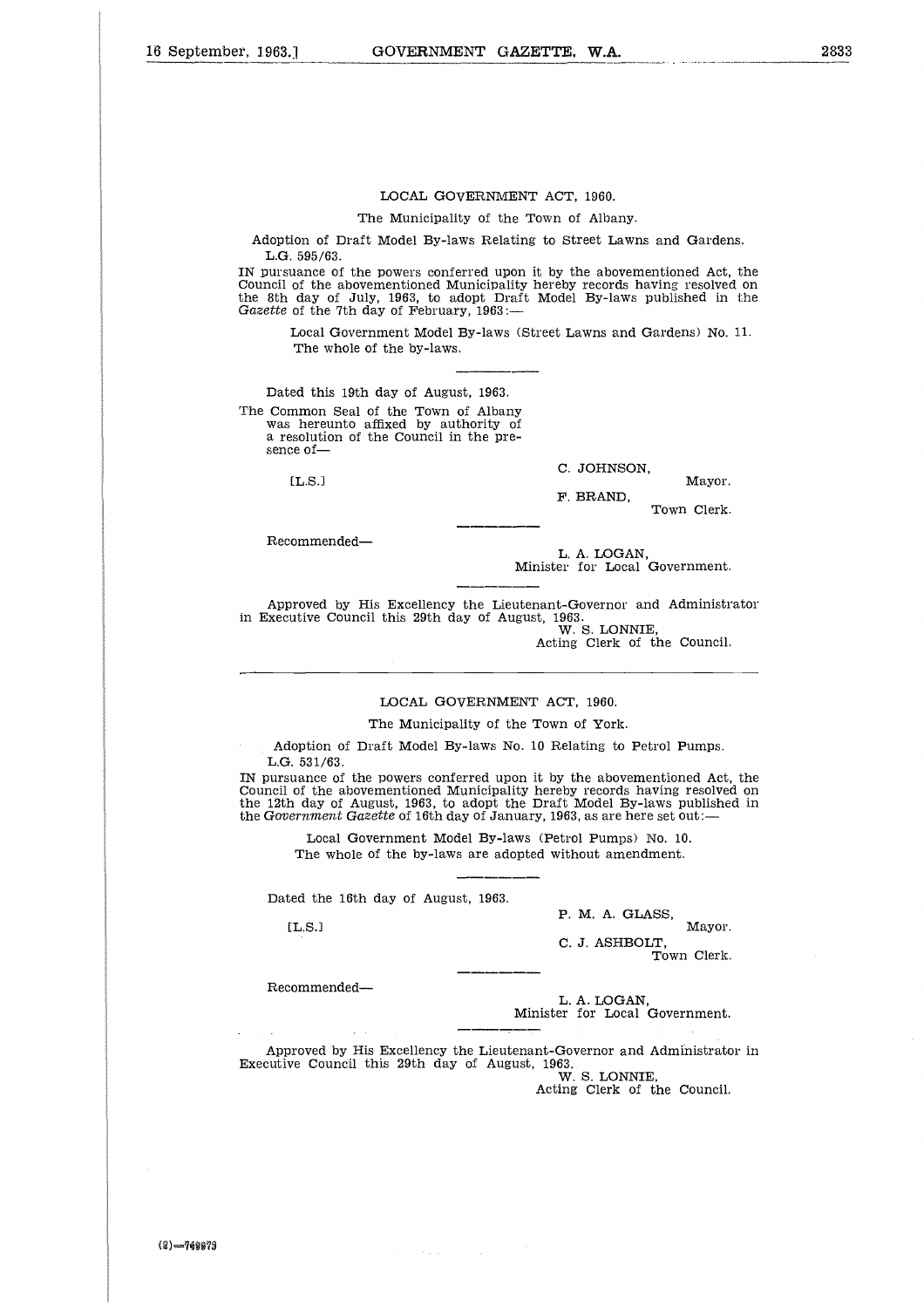LOCAL GOVERNMENT ACT, 1960.

The Municipality of the Town of Albany.

Adoption of Draft Model By-laws Relating to Street Lawns and Gardens.

L.G. 595/63.

IN pursuance of the powers conferred upon it by the abovementioned Act, the Council of the abovementioned Municipality hereby records having resolved on the 8th day of July, 1963, to adopt Draft Model By-laws published in the *Gazette* of the 7th day of February, 1963:—

> Local Government Model By-laws (Street Lawns and Gardens) No. 11.
> The whole of the by-laws.

Dated this 19th day of August, 1963.

The Common Seal of the Town of Albany was hereunto affixed by authority of a resolution of the Council in the presence of—

[L.S.]

C. JOHNSON,
Mayor.

F. BRAND,
Town Clerk.

Recommended—

L. A. LOGAN,
Minister for Local Government.

Approved by His Excellency the Lieutenant-Governor and Administrator in Executive Council this 29th day of August, 1963.

W. S. LONNIE,
Acting Clerk of the Council.

---

LOCAL GOVERNMENT ACT, 1960.

The Municipality of the Town of York.

Adoption of Draft Model By-laws No. 10 Relating to Petrol Pumps.

L.G. 531/63.

IN pursuance of the powers conferred upon it by the abovementioned Act, the Council of the abovementioned Municipality hereby records having resolved on the 12th day of August, 1963, to adopt the Draft Model By-laws published in the *Government Gazette* of 16th day of January, 1963, as are here set out:—

> Local Government Model By-laws (Petrol Pumps) No. 10.
> The whole of the by-laws are adopted without amendment.

Dated the 16th day of August, 1963.

[L.S.]

P. M. A. GLASS,
Mayor.

C. J. ASHBOLT,
Town Clerk.

Recommended—

L. A. LOGAN,
Minister for Local Government.

Approved by His Excellency the Lieutenant-Governor and Administrator in Executive Council this 29th day of August, 1963.

W. S. LONNIE,
Acting Clerk of the Council.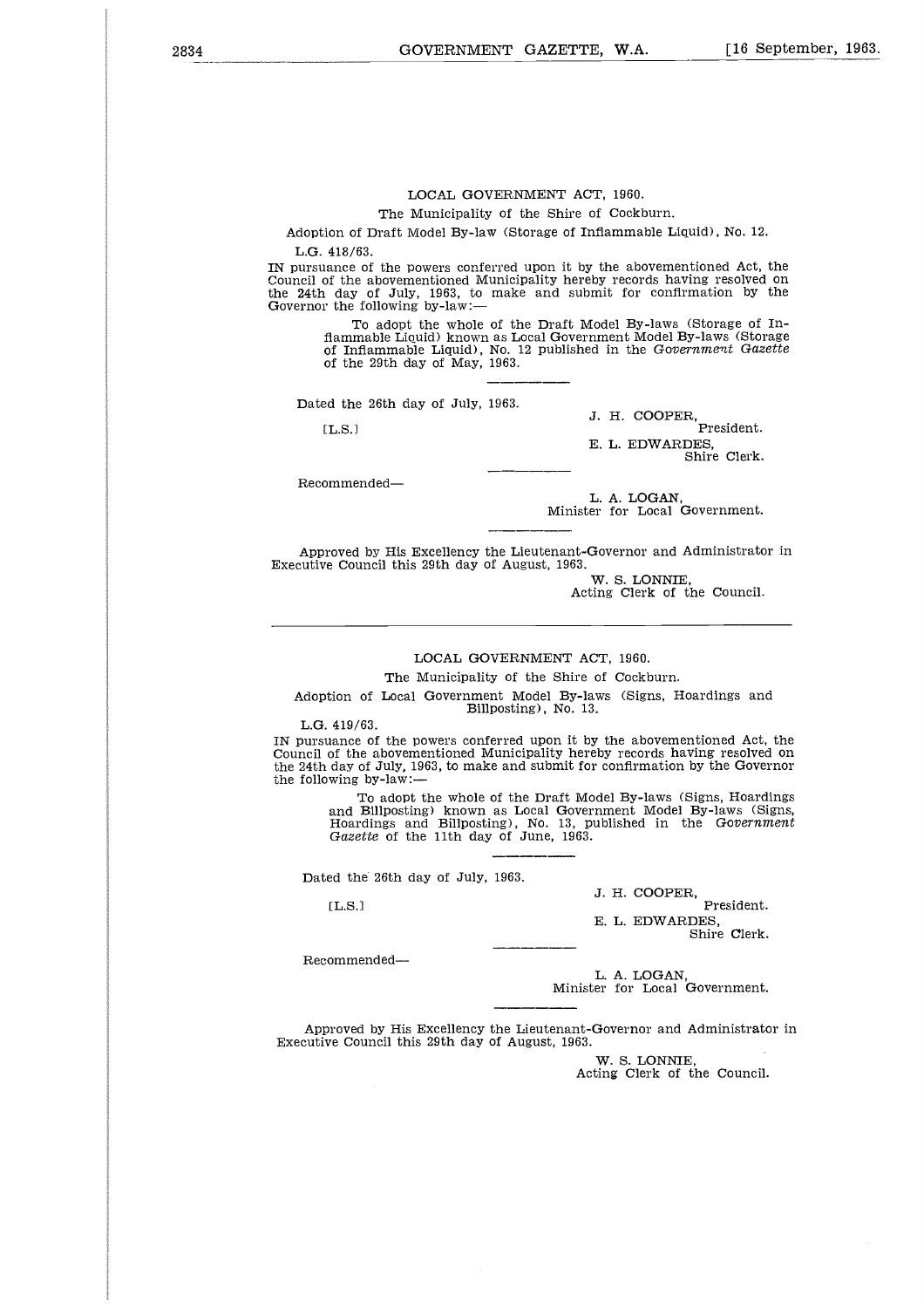## LOCAL GOVERNMENT ACT, 1960.

The Municipality of the Shire of Cockburn.

Adoption of Draft Model By-law (Storage of Inflammable Liquid), No. 12.

L.G. 418/63.

IN pursuance of the powers conferred upon it by the abovementioned Act, the Council of the abovementioned Municipality hereby records having resolved on the 24th day of July, 1963, to make and submit for confirmation by the Governor the following by-law:—

> To adopt the whole of the Draft Model By-laws (Storage of Inflammable Liquid) known as Local Government Model By-laws (Storage of Inflammable Liquid), No. 12 published in the *Government Gazette* of the 29th day of May, 1963.

Dated the 26th day of July, 1963.

[L.S.]

J. H. COOPER,
President.

E. L. EDWARDES,
Shire Clerk.

Recommended—

L. A. LOGAN,
Minister for Local Government.

Approved by His Excellency the Lieutenant-Governor and Administrator in Executive Council this 29th day of August, 1963.

W. S. LONNIE,
Acting Clerk of the Council.

---

## LOCAL GOVERNMENT ACT, 1960.

The Municipality of the Shire of Cockburn.

Adoption of Local Government Model By-laws (Signs, Hoardings and Billposting), No. 13.

L.G. 419/63.

IN pursuance of the powers conferred upon it by the abovementioned Act, the Council of the abovementioned Municipality hereby records having resolved on the 24th day of July, 1963, to make and submit for confirmation by the Governor the following by-law:—

> To adopt the whole of the Draft Model By-laws (Signs, Hoardings and Billposting) known as Local Government Model By-laws (Signs, Hoardings and Billposting), No. 13, published in the *Government Gazette* of the 11th day of June, 1963.

Dated the 26th day of July, 1963.

[L.S.]

J. H. COOPER,
President.

E. L. EDWARDES,
Shire Clerk.

Recommended—

L. A. LOGAN,
Minister for Local Government.

Approved by His Excellency the Lieutenant-Governor and Administrator in Executive Council this 29th day of August, 1963.

W. S. LONNIE,
Acting Clerk of the Council.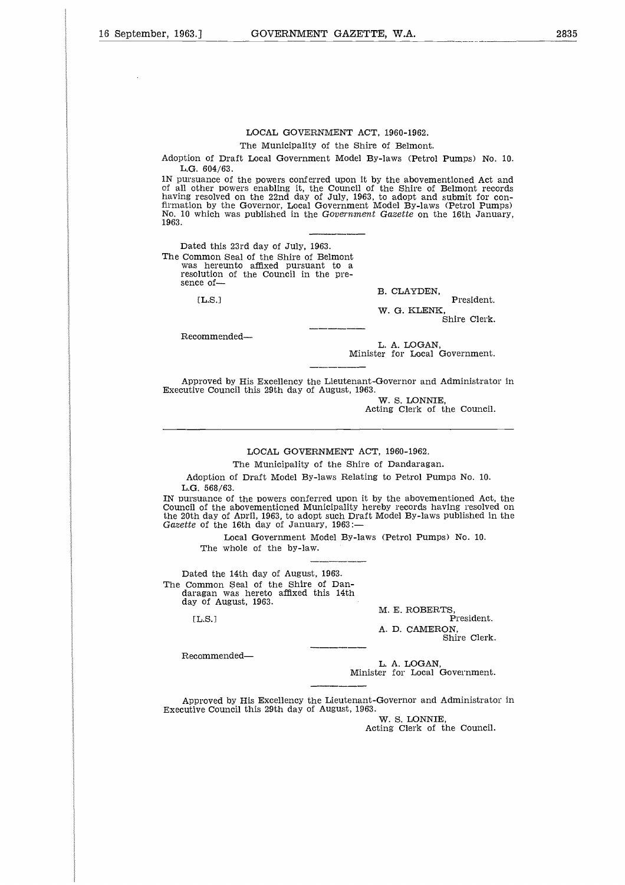LOCAL GOVERNMENT ACT, 1960-1962.

The Municipality of the Shire of Belmont.

Adoption of Draft Local Government Model By-laws (Petrol Pumps) No. 10.
L.G. 604/63.

IN pursuance of the powers conferred upon it by the abovementioned Act and of all other powers enabling it, the Council of the Shire of Belmont records having resolved on the 22nd day of July, 1963, to adopt and submit for confirmation by the Governor, Local Government Model By-laws (Petrol Pumps) No. 10 which was published in the *Government Gazette* on the 16th January, 1963.

Dated this 23rd day of July, 1963.

The Common Seal of the Shire of Belmont was hereunto affixed pursuant to a resolution of the Council in the presence of—

[L.S.]

B. CLAYDEN,
President.

W. G. KLENK,
Shire Clerk.

Recommended—

L. A. LOGAN,
Minister for Local Government.

Approved by His Excellency the Lieutenant-Governor and Administrator in Executive Council this 29th day of August, 1963.

W. S. LONNIE,
Acting Clerk of the Council.

---

LOCAL GOVERNMENT ACT, 1960-1962.

The Municipality of the Shire of Dandaragan.

Adoption of Draft Model By-laws Relating to Petrol Pumps No. 10.
L.G. 568/63.

IN pursuance of the powers conferred upon it by the abovementioned Act, the Council of the abovementioned Municipality hereby records having resolved on the 20th day of April, 1963, to adopt such Draft Model By-laws published in the *Gazette* of the 16th day of January, 1963:—

Local Government Model By-laws (Petrol Pumps) No. 10.
The whole of the by-law.

Dated the 14th day of August, 1963.

The Common Seal of the Shire of Dandaragan was hereto affixed this 14th day of August, 1963.

[L.S.]

M. E. ROBERTS,
President.

A. D. CAMERON,
Shire Clerk.

Recommended—

L. A. LOGAN,
Minister for Local Government.

Approved by His Excellency the Lieutenant-Governor and Administrator in Executive Council this 29th day of August, 1963.

W. S. LONNIE,
Acting Clerk of the Council.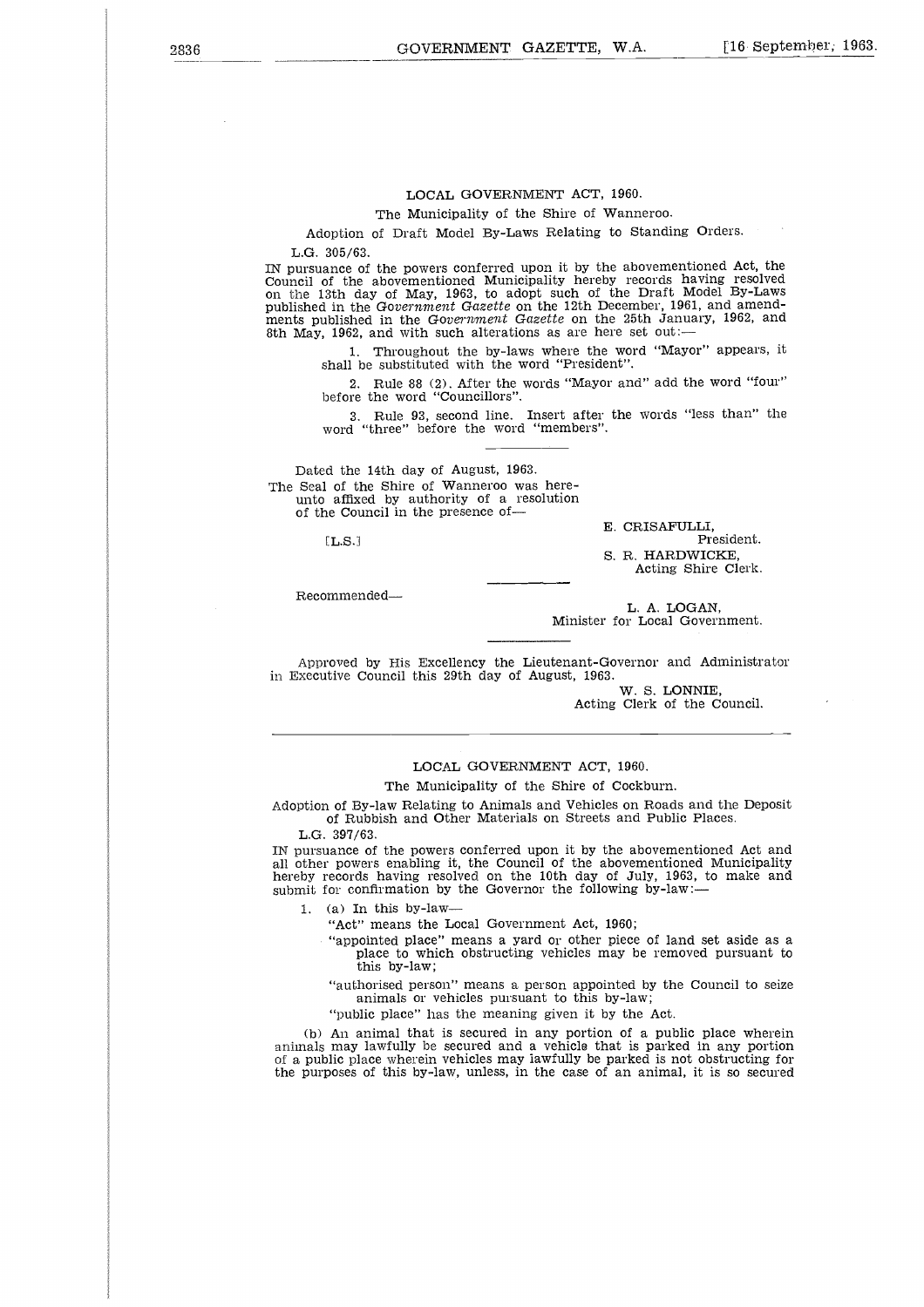## LOCAL GOVERNMENT ACT, 1960.

The Municipality of the Shire of Wanneroo.

Adoption of Draft Model By-Laws Relating to Standing Orders.

L.G. 305/63.

IN pursuance of the powers conferred upon it by the abovementioned Act, the Council of the abovementioned Municipality hereby records having resolved on the 13th day of May, 1963, to adopt such of the Draft Model By-Laws published in the *Government Gazette* on the 12th December, 1961, and amendments published in the *Government Gazette* on the 25th January, 1962, and 8th May, 1962, and with such alterations as are here set out:—

1. Throughout the by-laws where the word "Mayor" appears, it shall be substituted with the word "President".

2. Rule 88 (2). After the words "Mayor and" add the word "four" before the word "Councillors".

3. Rule 93, second line. Insert after the words "less than" the word "three" before the word "members".

Dated the 14th day of August, 1963.

The Seal of the Shire of Wanneroo was hereunto affixed by authority of a resolution of the Council in the presence of—

[L.S.]

E. CRISAFULLI,
President.

S. R. HARDWICKE,
Acting Shire Clerk.

Recommended—

L. A. LOGAN,
Minister for Local Government.

Approved by His Excellency the Lieutenant-Governor and Administrator in Executive Council this 29th day of August, 1963.

W. S. LONNIE,
Acting Clerk of the Council.

---

## LOCAL GOVERNMENT ACT, 1960.

The Municipality of the Shire of Cockburn.

Adoption of By-law Relating to Animals and Vehicles on Roads and the Deposit of Rubbish and Other Materials on Streets and Public Places.

L.G. 397/63.

IN pursuance of the powers conferred upon it by the abovementioned Act and all other powers enabling it, the Council of the abovementioned Municipality hereby records having resolved on the 10th day of July, 1963, to make and submit for confirmation by the Governor the following by-law:—

1. (a) In this by-law—

"Act" means the Local Government Act, 1960;

"appointed place" means a yard or other piece of land set aside as a place to which obstructing vehicles may be removed pursuant to this by-law;

"authorised person" means a person appointed by the Council to seize animals or vehicles pursuant to this by-law;

"public place" has the meaning given it by the Act.

(b) An animal that is secured in any portion of a public place wherein animals may lawfully be secured and a vehicle that is parked in any portion of a public place wherein vehicles may lawfully be parked is not obstructing for the purposes of this by-law, unless, in the case of an animal, it is so secured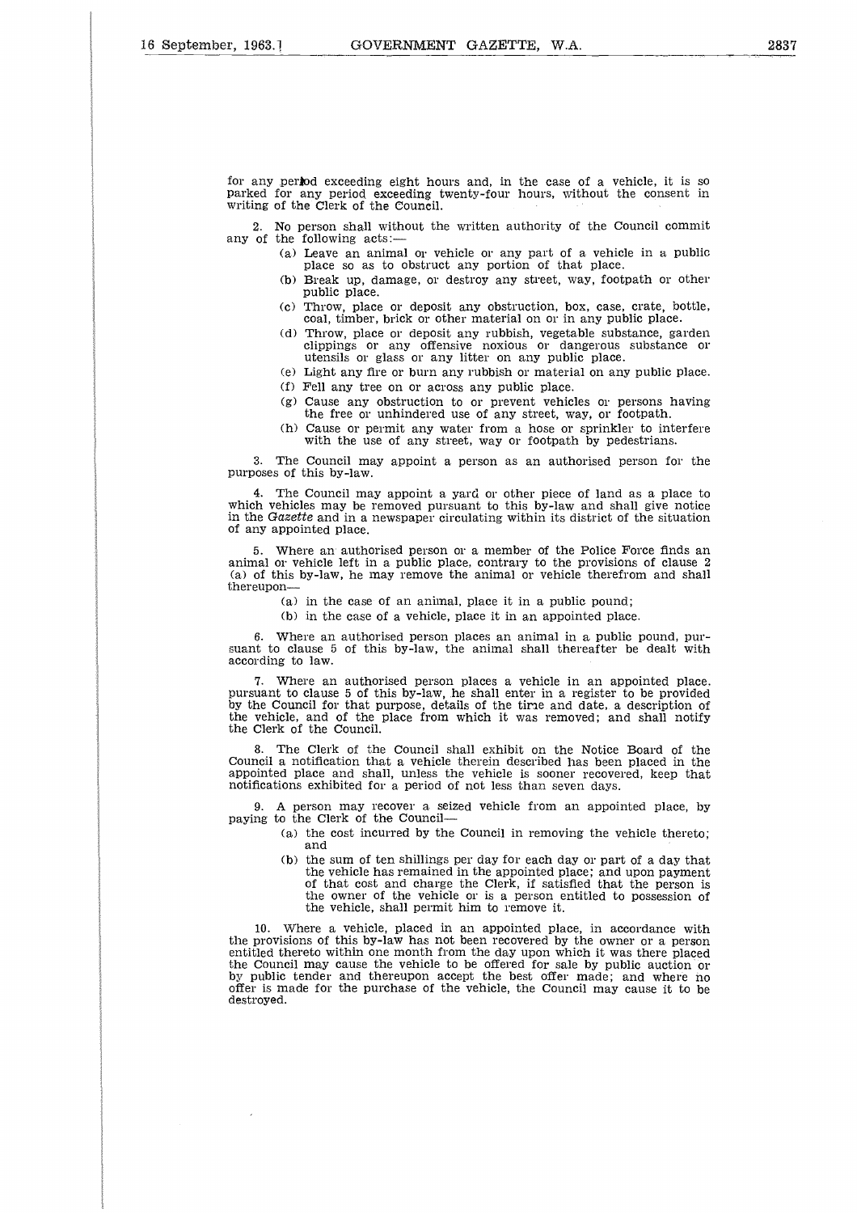for any period exceeding eight hours and, in the case of a vehicle, it is so parked for any period exceeding twenty-four hours, without the consent in writing of the Clerk of the Council.

2. No person shall without the written authority of the Council commit any of the following acts:—

(a) Leave an animal or vehicle or any part of a vehicle in a public place so as to obstruct any portion of that place.

(b) Break up, damage, or destroy any street, way, footpath or other public place.

(c) Throw, place or deposit any obstruction, box, case, crate, bottle, coal, timber, brick or other material on or in any public place.

(d) Throw, place or deposit any rubbish, vegetable substance, garden clippings or any offensive noxious or dangerous substance or utensils or glass or any litter on any public place.

(e) Light any fire or burn any rubbish or material on any public place.

(f) Fell any tree on or across any public place.

(g) Cause any obstruction to or prevent vehicles or persons having the free or unhindered use of any street, way, or footpath.

(h) Cause or permit any water from a hose or sprinkler to interfere with the use of any street, way or footpath by pedestrians.

3. The Council may appoint a person as an authorised person for the purposes of this by-law.

4. The Council may appoint a yard or other piece of land as a place to which vehicles may be removed pursuant to this by-law and shall give notice in the *Gazette* and in a newspaper circulating within its district of the situation of any appointed place.

5. Where an authorised person or a member of the Police Force finds an animal or vehicle left in a public place, contrary to the provisions of clause 2 (a) of this by-law, he may remove the animal or vehicle therefrom and shall thereupon—

(a) in the case of an animal, place it in a public pound;

(b) in the case of a vehicle, place it in an appointed place.

6. Where an authorised person places an animal in a public pound, pursuant to clause 5 of this by-law, the animal shall thereafter be dealt with according to law.

7. Where an authorised person places a vehicle in an appointed place, pursuant to clause 5 of this by-law, he shall enter in a register to be provided by the Council for that purpose, details of the time and date, a description of the vehicle, and of the place from which it was removed; and shall notify the Clerk of the Council.

8. The Clerk of the Council shall exhibit on the Notice Board of the Council a notification that a vehicle therein described has been placed in the appointed place and shall, unless the vehicle is sooner recovered, keep that notifications exhibited for a period of not less than seven days.

9. A person may recover a seized vehicle from an appointed place, by paying to the Clerk of the Council—

(a) the cost incurred by the Council in removing the vehicle thereto; and

(b) the sum of ten shillings per day for each day or part of a day that the vehicle has remained in the appointed place; and upon payment of that cost and charge the Clerk, if satisfied that the person is the owner of the vehicle or is a person entitled to possession of the vehicle, shall permit him to remove it.

10. Where a vehicle, placed in an appointed place, in accordance with the provisions of this by-law has not been recovered by the owner or a person entitled thereto within one month from the day upon which it was there placed the Council may cause the vehicle to be offered for sale by public auction or by public tender and thereupon accept the best offer made; and where no offer is made for the purchase of the vehicle, the Council may cause it to be destroyed.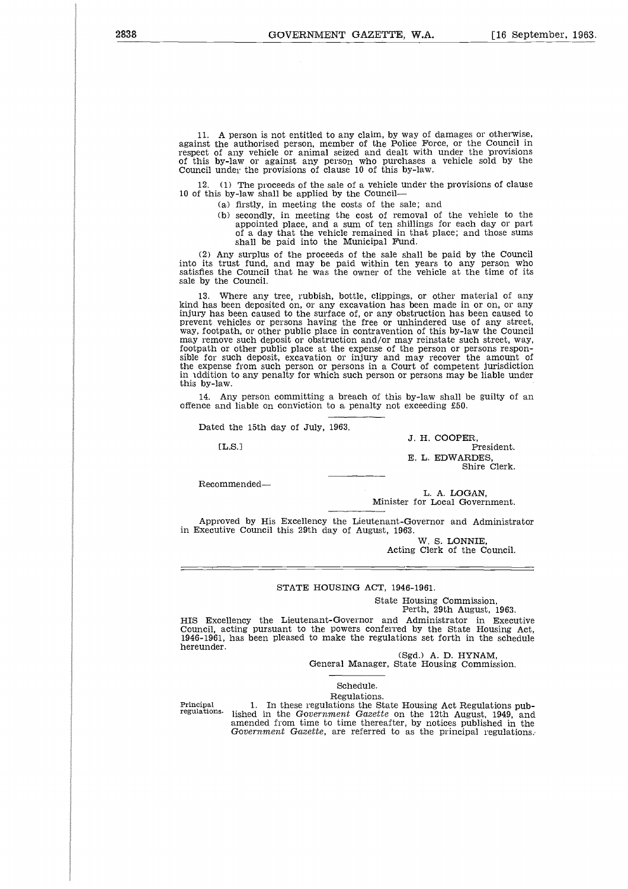11. A person is not entitled to any claim, by way of damages or otherwise, against the authorised person, member of the Police Force, or the Council in respect of any vehicle or animal seized and dealt with under the provisions of this by-law or against any person who purchases a vehicle sold by the Council under the provisions of clause 10 of this by-law.

12. (1) The proceeds of the sale of a vehicle under the provisions of clause 10 of this by-law shall be applied by the Council—

(a) firstly, in meeting the costs of the sale; and

(b) secondly, in meeting the cost of removal of the vehicle to the appointed place, and a sum of ten shillings for each day or part of a day that the vehicle remained in that place; and those sums shall be paid into the Municipal Fund.

(2) Any surplus of the proceeds of the sale shall be paid by the Council into its trust fund, and may be paid within ten years to any person who satisfies the Council that he was the owner of the vehicle at the time of its sale by the Council.

13. Where any tree, rubbish, bottle, clippings, or other material of any kind has been deposited on, or any excavation has been made in or on, or any injury has been caused to the surface of, or any obstruction has been caused to prevent vehicles or persons having the free or unhindered use of any street, way, footpath, or other public place in contravention of this by-law the Council may remove such deposit or obstruction and/or may reinstate such street, way, footpath or other public place at the expense of the person or persons responsible for such deposit, excavation or injury and may recover the amount of the expense from such person or persons in a Court of competent jurisdiction in addition to any penalty for which such person or persons may be liable under this by-law.

14. Any person committing a breach of this by-law shall be guilty of an offence and liable on conviction to a penalty not exceeding £50.

Dated the 15th day of July, 1963.

[L.S.]

J. H. COOPER,
President.

E. L. EDWARDES,
Shire Clerk.

Recommended—

L. A. LOGAN,
Minister for Local Government.

Approved by His Excellency the Lieutenant-Governor and Administrator in Executive Council this 29th day of August, 1963.

W. S. LONNIE,
Acting Clerk of the Council.

---

## STATE HOUSING ACT, 1946-1961.

State Housing Commission,
Perth, 29th August, 1963.

HIS Excellency the Lieutenant-Governor and Administrator in Executive Council, acting pursuant to the powers conferred by the State Housing Act, 1946-1961, has been pleased to make the regulations set forth in the schedule hereunder.

(Sgd.) A. D. HYNAM,
General Manager, State Housing Commission.

### Schedule.

Regulations.

Principal regulations. 1. In these regulations the State Housing Act Regulations published in the *Government Gazette* on the 12th August, 1949, and amended from time to time thereafter, by notices published in the *Government Gazette*, are referred to as the principal regulations.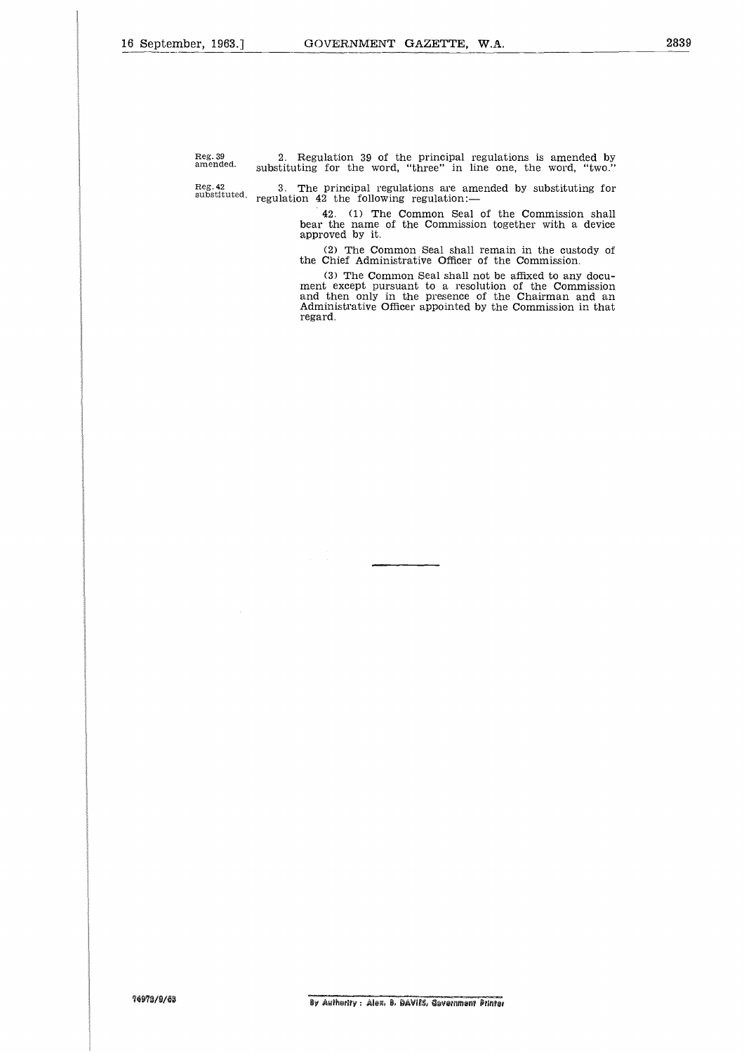Reg. 39 amended.

2. Regulation 39 of the principal regulations is amended by substituting for the word, "three" in line one, the word, "two."

Reg. 42 substituted.

3. The principal regulations are amended by substituting for regulation 42 the following regulation:—

42. (1) The Common Seal of the Commission shall bear the name of the Commission together with a device approved by it.

(2) The Common Seal shall remain in the custody of the Chief Administrative Officer of the Commission.

(3) The Common Seal shall not be affixed to any document except pursuant to a resolution of the Commission and then only in the presence of the Chairman and an Administrative Officer appointed by the Commission in that regard.

---

74973/9/63

By Authority: Alex. B. DAVIES, Government Printer